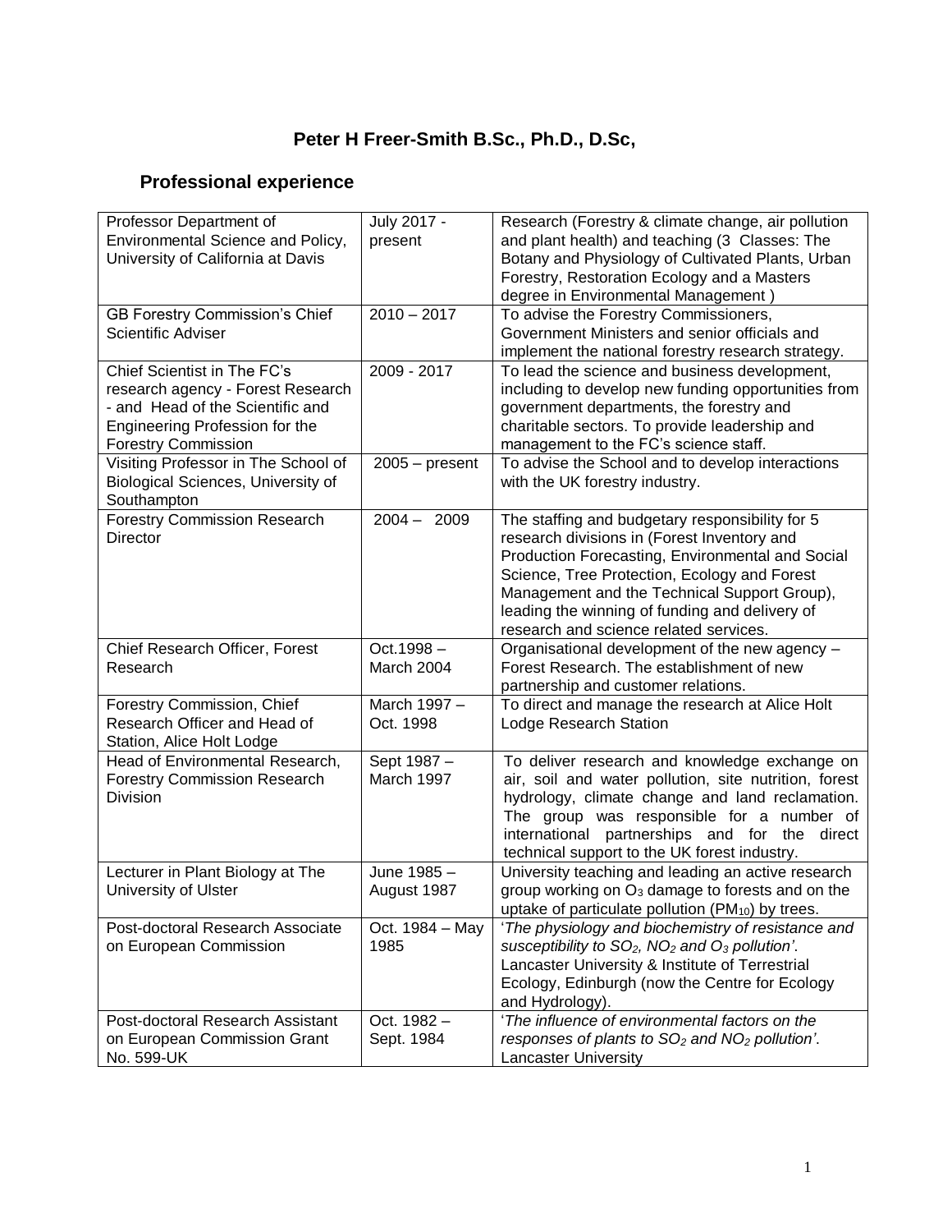# Peter H Freer-Smith B.Sc., Ph.D., D.Sc,

## Professional experience

| | | |
|---|---|---|
| Professor Department of Environmental Science and Policy, University of California at Davis | July 2017 - present | Research (Forestry & climate change, air pollution and plant health) and teaching (3 Classes: The Botany and Physiology of Cultivated Plants, Urban Forestry, Restoration Ecology and a Masters degree in Environmental Management ) |
| GB Forestry Commission's Chief Scientific Adviser | 2010 – 2017 | To advise the Forestry Commissioners, Government Ministers and senior officials and implement the national forestry research strategy. |
| Chief Scientist in The FC's research agency - Forest Research - and Head of the Scientific and Engineering Profession for the Forestry Commission | 2009 - 2017 | To lead the science and business development, including to develop new funding opportunities from government departments, the forestry and charitable sectors. To provide leadership and management to the FC's science staff. |
| Visiting Professor in The School of Biological Sciences, University of Southampton | 2005 – present | To advise the School and to develop interactions with the UK forestry industry. |
| Forestry Commission Research Director | 2004 – 2009 | The staffing and budgetary responsibility for 5 research divisions in (Forest Inventory and Production Forecasting, Environmental and Social Science, Tree Protection, Ecology and Forest Management and the Technical Support Group), leading the winning of funding and delivery of research and science related services. |
| Chief Research Officer, Forest Research | Oct.1998 – March 2004 | Organisational development of the new agency – Forest Research. The establishment of new partnership and customer relations. |
| Forestry Commission, Chief Research Officer and Head of Station, Alice Holt Lodge | March 1997 – Oct. 1998 | To direct and manage the research at Alice Holt Lodge Research Station |
| Head of Environmental Research, Forestry Commission Research Division | Sept 1987 – March 1997 | To deliver research and knowledge exchange on air, soil and water pollution, site nutrition, forest hydrology, climate change and land reclamation. The group was responsible for a number of international partnerships and for the direct technical support to the UK forest industry. |
| Lecturer in Plant Biology at The University of Ulster | June 1985 – August 1987 | University teaching and leading an active research group working on $O_3$ damage to forests and on the uptake of particulate pollution ($PM_{10}$) by trees. |
| Post-doctoral Research Associate on European Commission | Oct. 1984 – May 1985 | '*The physiology and biochemistry of resistance and susceptibility to $SO_2$, $NO_2$ and $O_3$ pollution*'. Lancaster University & Institute of Terrestrial Ecology, Edinburgh (now the Centre for Ecology and Hydrology). |
| Post-doctoral Research Assistant on European Commission Grant No. 599-UK | Oct. 1982 – Sept. 1984 | '*The influence of environmental factors on the responses of plants to $SO_2$ and $NO_2$ pollution*'. Lancaster University |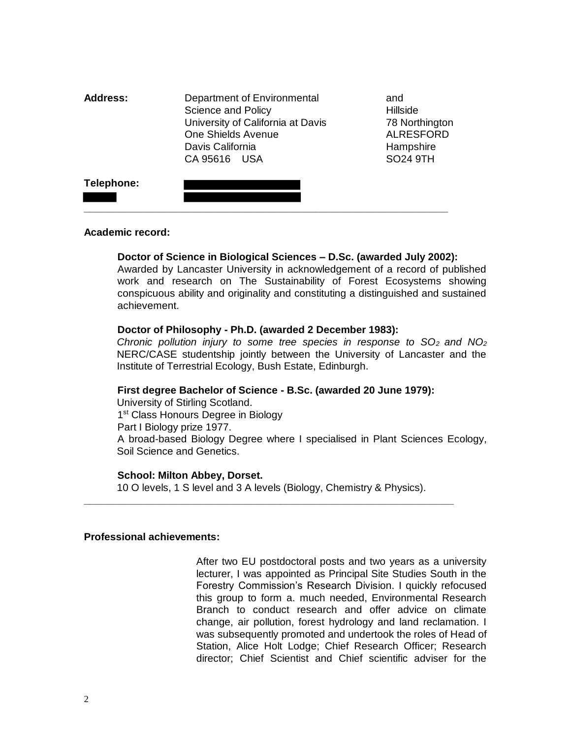**Address:**

| | | |
|---|---|---|
| Department of Environmental Science and Policy | and | Hillside |
| University of California at Davis | | 78 Northington |
| One Shields Avenue | | ALRESFORD |
| Davis California | | Hampshire |
| CA 95616 USA | | SO24 9TH |

**Telephone:**

---

**Academic record:**

**Doctor of Science in Biological Sciences – D.Sc. (awarded July 2002):**
Awarded by Lancaster University in acknowledgement of a record of published work and research on The Sustainability of Forest Ecosystems showing conspicuous ability and originality and constituting a distinguished and sustained achievement.

**Doctor of Philosophy - Ph.D. (awarded 2 December 1983):**
*Chronic pollution injury to some tree species in response to $SO_2$ and $NO_2$*
NERC/CASE studentship jointly between the University of Lancaster and the Institute of Terrestrial Ecology, Bush Estate, Edinburgh.

**First degree Bachelor of Science - B.Sc. (awarded 20 June 1979):**
University of Stirling Scotland.
1st Class Honours Degree in Biology
Part I Biology prize 1977.
A broad-based Biology Degree where I specialised in Plant Sciences Ecology, Soil Science and Genetics.

**School: Milton Abbey, Dorset.**
10 O levels, 1 S level and 3 A levels (Biology, Chemistry & Physics).

---

**Professional achievements:**

After two EU postdoctoral posts and two years as a university lecturer, I was appointed as Principal Site Studies South in the Forestry Commission's Research Division. I quickly refocused this group to form a. much needed, Environmental Research Branch to conduct research and offer advice on climate change, air pollution, forest hydrology and land reclamation. I was subsequently promoted and undertook the roles of Head of Station, Alice Holt Lodge; Chief Research Officer; Research director; Chief Scientist and Chief scientific adviser for the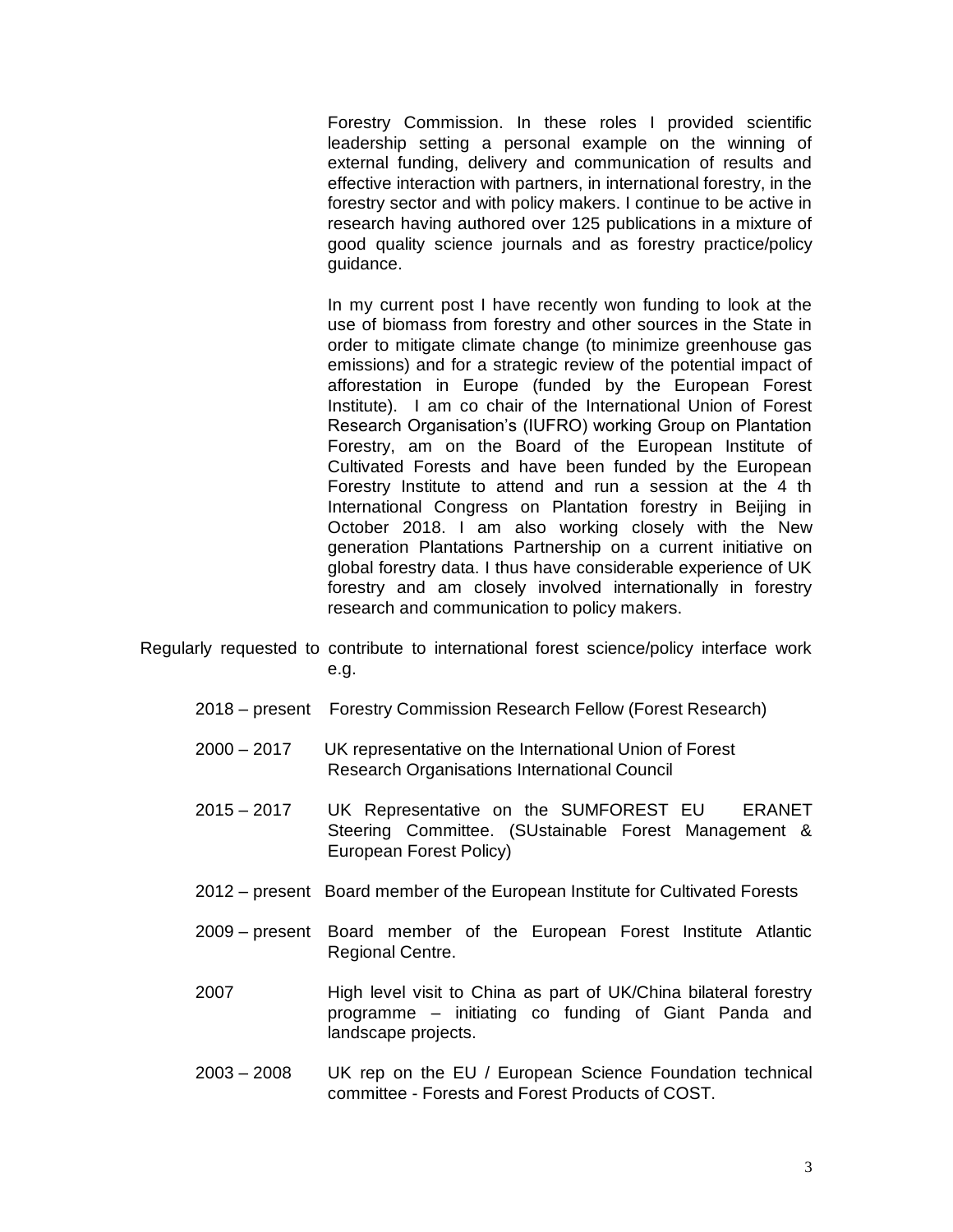Forestry Commission. In these roles I provided scientific leadership setting a personal example on the winning of external funding, delivery and communication of results and effective interaction with partners, in international forestry, in the forestry sector and with policy makers. I continue to be active in research having authored over 125 publications in a mixture of good quality science journals and as forestry practice/policy guidance.

In my current post I have recently won funding to look at the use of biomass from forestry and other sources in the State in order to mitigate climate change (to minimize greenhouse gas emissions) and for a strategic review of the potential impact of afforestation in Europe (funded by the European Forest Institute). I am co chair of the International Union of Forest Research Organisation's (IUFRO) working Group on Plantation Forestry, am on the Board of the European Institute of Cultivated Forests and have been funded by the European Forestry Institute to attend and run a session at the 4 th International Congress on Plantation forestry in Beijing in October 2018. I am also working closely with the New generation Plantations Partnership on a current initiative on global forestry data. I thus have considerable experience of UK forestry and am closely involved internationally in forestry research and communication to policy makers.

Regularly requested to contribute to international forest science/policy interface work e.g.

- 2018 – present Forestry Commission Research Fellow (Forest Research)
- 2000 – 2017 UK representative on the International Union of Forest Research Organisations International Council
- 2015 – 2017 UK Representative on the SUMFOREST EU ERANET Steering Committee. (SUstainable Forest Management & European Forest Policy)
- 2012 – present Board member of the European Institute for Cultivated Forests
- 2009 – present Board member of the European Forest Institute Atlantic Regional Centre.
- 2007 High level visit to China as part of UK/China bilateral forestry programme – initiating co funding of Giant Panda and landscape projects.
- 2003 – 2008 UK rep on the EU / European Science Foundation technical committee - Forests and Forest Products of COST.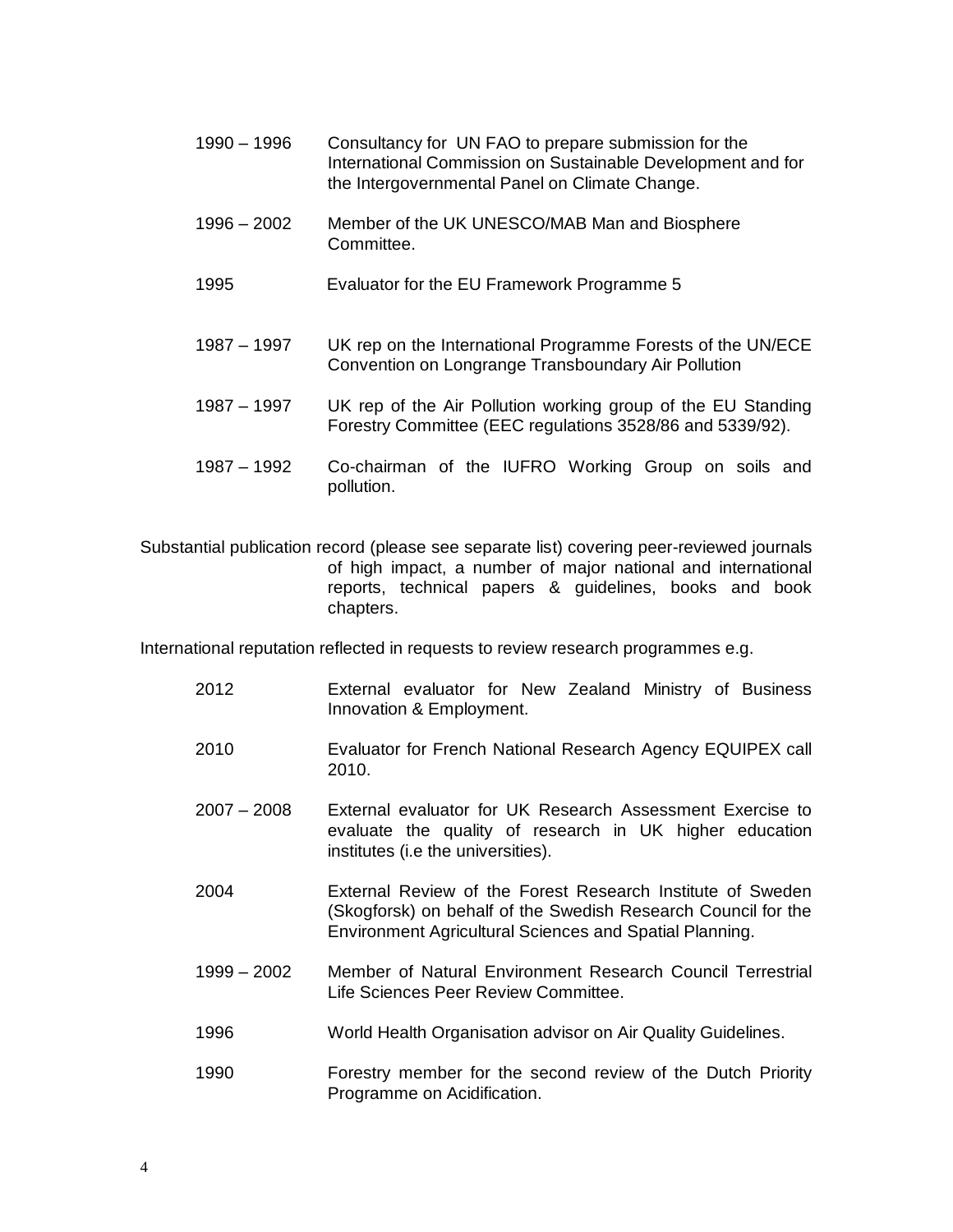1990 – 1996 Consultancy for UN FAO to prepare submission for the International Commission on Sustainable Development and for the Intergovernmental Panel on Climate Change.

1996 – 2002 Member of the UK UNESCO/MAB Man and Biosphere Committee.

1995 Evaluator for the EU Framework Programme 5

1987 – 1997 UK rep on the International Programme Forests of the UN/ECE Convention on Longrange Transboundary Air Pollution

1987 – 1997 UK rep of the Air Pollution working group of the EU Standing Forestry Committee (EEC regulations 3528/86 and 5339/92).

1987 – 1992 Co-chairman of the IUFRO Working Group on soils and pollution.

Substantial publication record (please see separate list) covering peer-reviewed journals of high impact, a number of major national and international reports, technical papers & guidelines, books and book chapters.

International reputation reflected in requests to review research programmes e.g.

2012 External evaluator for New Zealand Ministry of Business Innovation & Employment.

2010 Evaluator for French National Research Agency EQUIPEX call 2010.

2007 – 2008 External evaluator for UK Research Assessment Exercise to evaluate the quality of research in UK higher education institutes (i.e the universities).

2004 External Review of the Forest Research Institute of Sweden (Skogforsk) on behalf of the Swedish Research Council for the Environment Agricultural Sciences and Spatial Planning.

1999 – 2002 Member of Natural Environment Research Council Terrestrial Life Sciences Peer Review Committee.

1996 World Health Organisation advisor on Air Quality Guidelines.

1990 Forestry member for the second review of the Dutch Priority Programme on Acidification.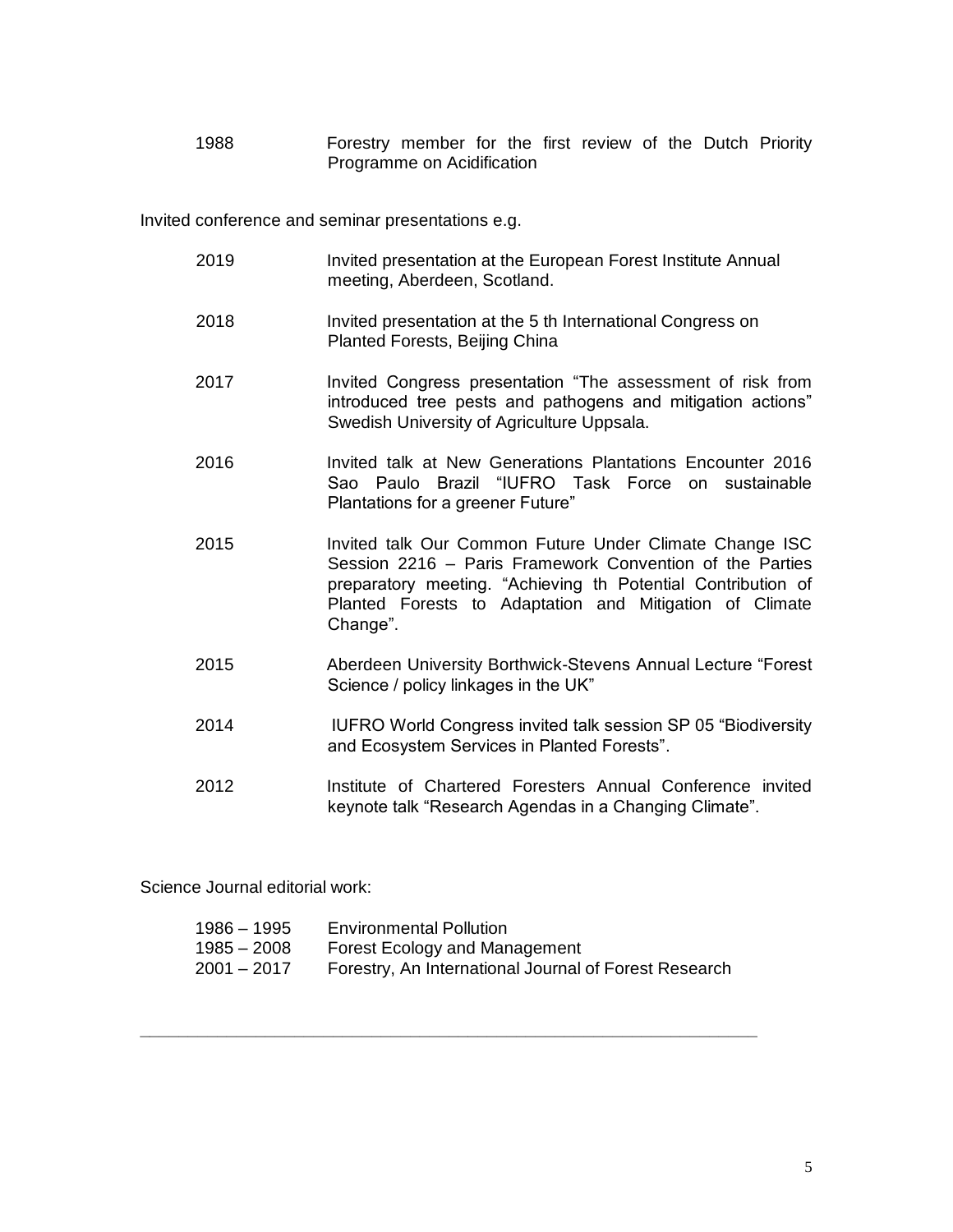1988 Forestry member for the first review of the Dutch Priority Programme on Acidification

Invited conference and seminar presentations e.g.

2019 Invited presentation at the European Forest Institute Annual meeting, Aberdeen, Scotland.

2018 Invited presentation at the 5 th International Congress on Planted Forests, Beijing China

2017 Invited Congress presentation "The assessment of risk from introduced tree pests and pathogens and mitigation actions" Swedish University of Agriculture Uppsala.

2016 Invited talk at New Generations Plantations Encounter 2016 Sao Paulo Brazil "IUFRO Task Force on sustainable Plantations for a greener Future"

2015 Invited talk Our Common Future Under Climate Change ISC Session 2216 – Paris Framework Convention of the Parties preparatory meeting. "Achieving th Potential Contribution of Planted Forests to Adaptation and Mitigation of Climate Change".

2015 Aberdeen University Borthwick-Stevens Annual Lecture "Forest Science / policy linkages in the UK"

2014 IUFRO World Congress invited talk session SP 05 "Biodiversity and Ecosystem Services in Planted Forests".

2012 Institute of Chartered Foresters Annual Conference invited keynote talk "Research Agendas in a Changing Climate".

Science Journal editorial work:

1986 – 1995 Environmental Pollution
1985 – 2008 Forest Ecology and Management
2001 – 2017 Forestry, An International Journal of Forest Research

---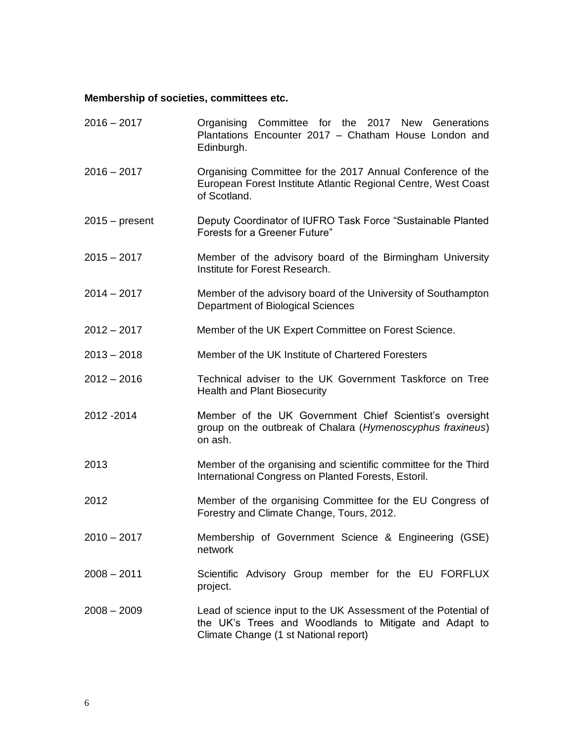**Membership of societies, committees etc.**

| | |
|---|---|
| 2016 – 2017 | Organising Committee for the 2017 New Generations Plantations Encounter 2017 – Chatham House London and Edinburgh. |
| 2016 – 2017 | Organising Committee for the 2017 Annual Conference of the European Forest Institute Atlantic Regional Centre, West Coast of Scotland. |
| 2015 – present | Deputy Coordinator of IUFRO Task Force "Sustainable Planted Forests for a Greener Future" |
| 2015 – 2017 | Member of the advisory board of the Birmingham University Institute for Forest Research. |
| 2014 – 2017 | Member of the advisory board of the University of Southampton Department of Biological Sciences |
| 2012 – 2017 | Member of the UK Expert Committee on Forest Science. |
| 2013 – 2018 | Member of the UK Institute of Chartered Foresters |
| 2012 – 2016 | Technical adviser to the UK Government Taskforce on Tree Health and Plant Biosecurity |
| 2012 -2014 | Member of the UK Government Chief Scientist's oversight group on the outbreak of Chalara (*Hymenoscyphus fraxineus*) on ash. |
| 2013 | Member of the organising and scientific committee for the Third International Congress on Planted Forests, Estoril. |
| 2012 | Member of the organising Committee for the EU Congress of Forestry and Climate Change, Tours, 2012. |
| 2010 – 2017 | Membership of Government Science & Engineering (GSE) network |
| 2008 – 2011 | Scientific Advisory Group member for the EU FORFLUX project. |
| 2008 – 2009 | Lead of science input to the UK Assessment of the Potential of the UK's Trees and Woodlands to Mitigate and Adapt to Climate Change (1 st National report) |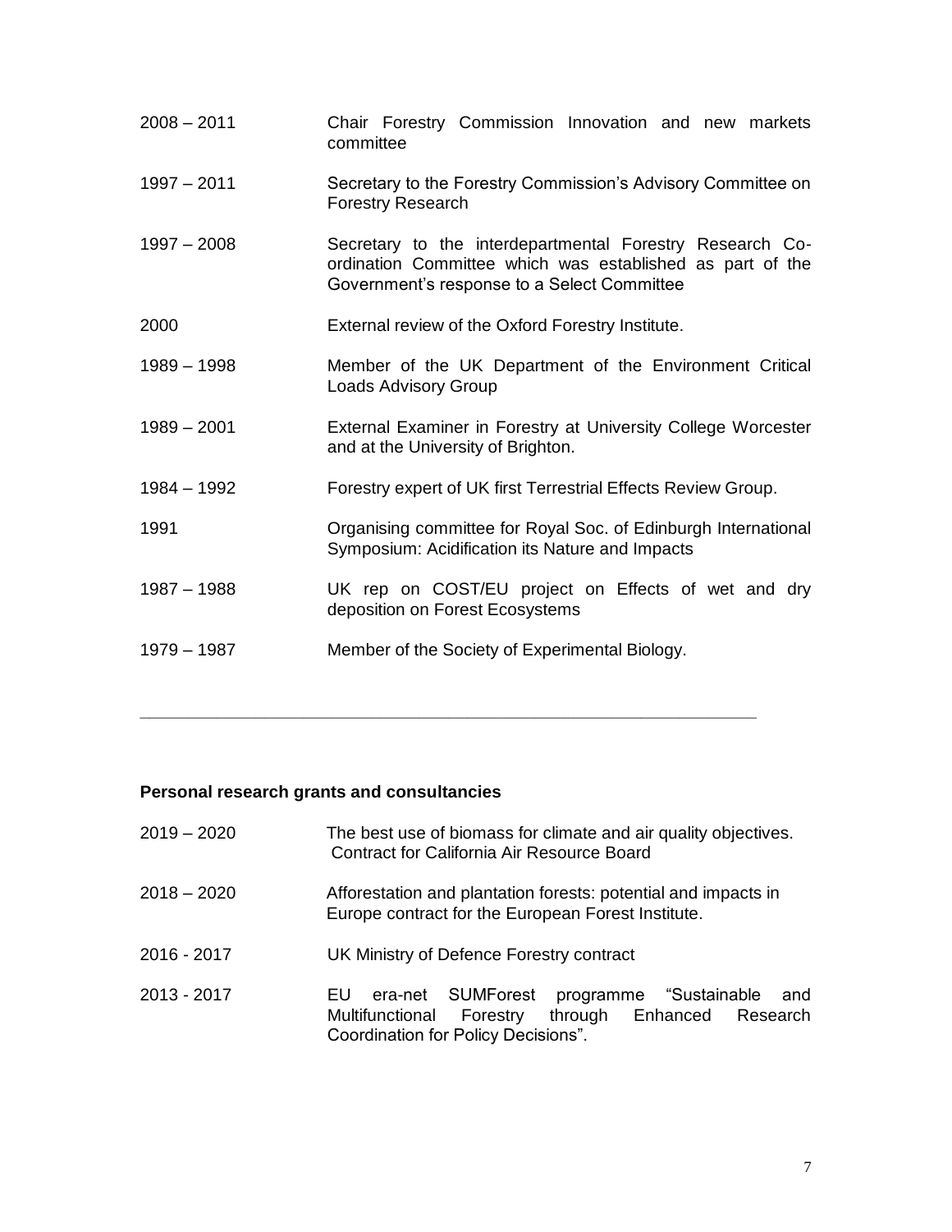| | |
|---|---|
| 2008 – 2011 | Chair Forestry Commission Innovation and new markets committee |
| 1997 – 2011 | Secretary to the Forestry Commission's Advisory Committee on Forestry Research |
| 1997 – 2008 | Secretary to the interdepartmental Forestry Research Co-ordination Committee which was established as part of the Government's response to a Select Committee |
| 2000 | External review of the Oxford Forestry Institute. |
| 1989 – 1998 | Member of the UK Department of the Environment Critical Loads Advisory Group |
| 1989 – 2001 | External Examiner in Forestry at University College Worcester and at the University of Brighton. |
| 1984 – 1992 | Forestry expert of UK first Terrestrial Effects Review Group. |
| 1991 | Organising committee for Royal Soc. of Edinburgh International Symposium: Acidification its Nature and Impacts |
| 1987 – 1988 | UK rep on COST/EU project on Effects of wet and dry deposition on Forest Ecosystems |
| 1979 – 1987 | Member of the Society of Experimental Biology. |

---

**Personal research grants and consultancies**

| | |
|---|---|
| 2019 – 2020 | The best use of biomass for climate and air quality objectives. Contract for California Air Resource Board |
| 2018 – 2020 | Afforestation and plantation forests: potential and impacts in Europe contract for the European Forest Institute. |
| 2016 - 2017 | UK Ministry of Defence Forestry contract |
| 2013 - 2017 | EU era-net SUMForest programme "Sustainable and Multifunctional Forestry through Enhanced Research Coordination for Policy Decisions". |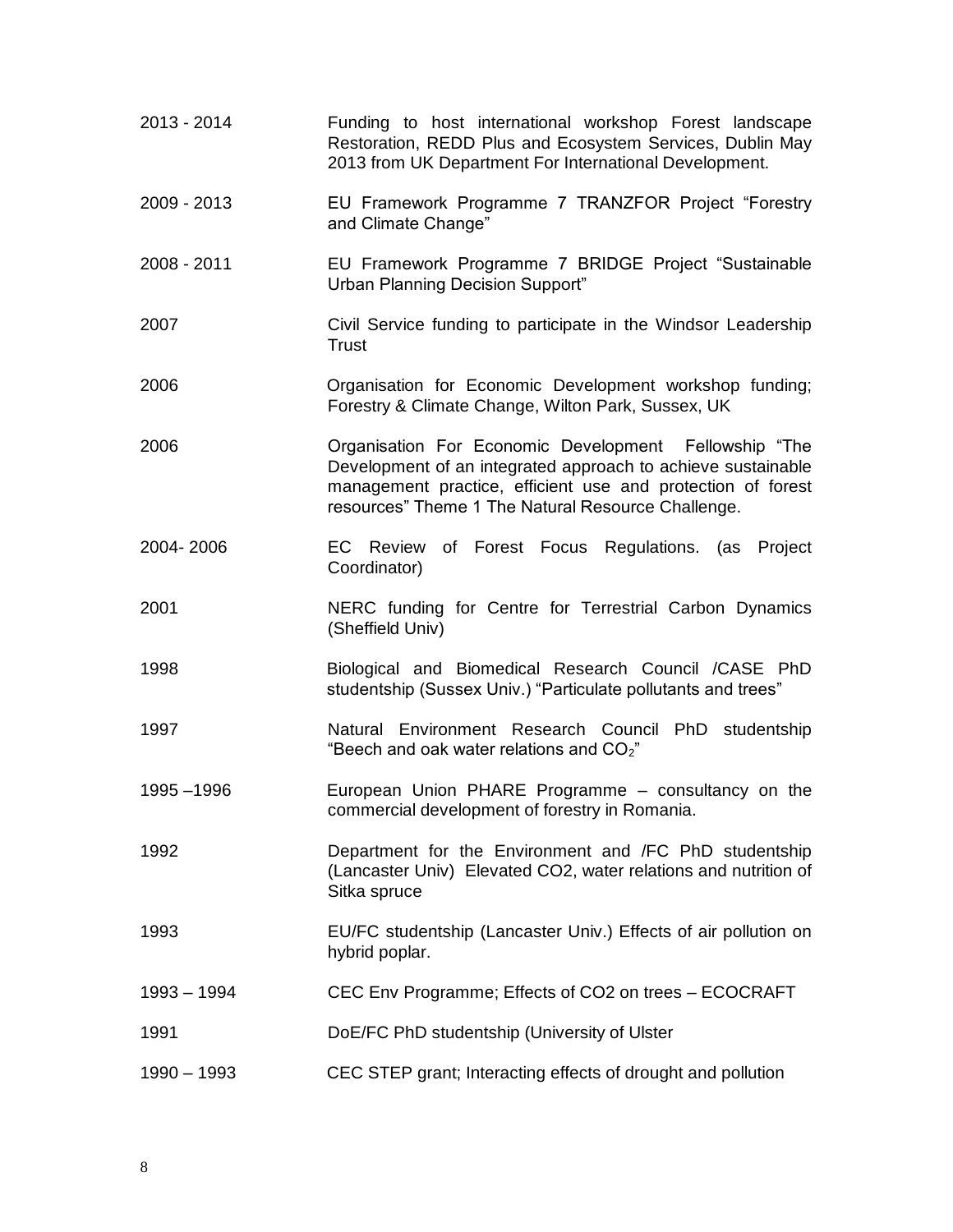| | |
|---|---|
| 2013 - 2014 | Funding to host international workshop Forest landscape Restoration, REDD Plus and Ecosystem Services, Dublin May 2013 from UK Department For International Development. |
| 2009 - 2013 | EU Framework Programme 7 TRANZFOR Project “Forestry and Climate Change” |
| 2008 - 2011 | EU Framework Programme 7 BRIDGE Project “Sustainable Urban Planning Decision Support” |
| 2007 | Civil Service funding to participate in the Windsor Leadership Trust |
| 2006 | Organisation for Economic Development workshop funding; Forestry & Climate Change, Wilton Park, Sussex, UK |
| 2006 | Organisation For Economic Development Fellowship “The Development of an integrated approach to achieve sustainable management practice, efficient use and protection of forest resources” Theme 1 The Natural Resource Challenge. |
| 2004- 2006 | EC Review of Forest Focus Regulations. (as Project Coordinator) |
| 2001 | NERC funding for Centre for Terrestrial Carbon Dynamics (Sheffield Univ) |
| 1998 | Biological and Biomedical Research Council /CASE PhD studentship (Sussex Univ.) “Particulate pollutants and trees” |
| 1997 | Natural Environment Research Council PhD studentship “Beech and oak water relations and $CO_2$” |
| 1995 –1996 | European Union PHARE Programme – consultancy on the commercial development of forestry in Romania. |
| 1992 | Department for the Environment and /FC PhD studentship (Lancaster Univ) Elevated CO2, water relations and nutrition of Sitka spruce |
| 1993 | EU/FC studentship (Lancaster Univ.) Effects of air pollution on hybrid poplar. |
| 1993 – 1994 | CEC Env Programme; Effects of CO2 on trees – ECOCRAFT |
| 1991 | DoE/FC PhD studentship (University of Ulster |
| 1990 – 1993 | CEC STEP grant; Interacting effects of drought and pollution |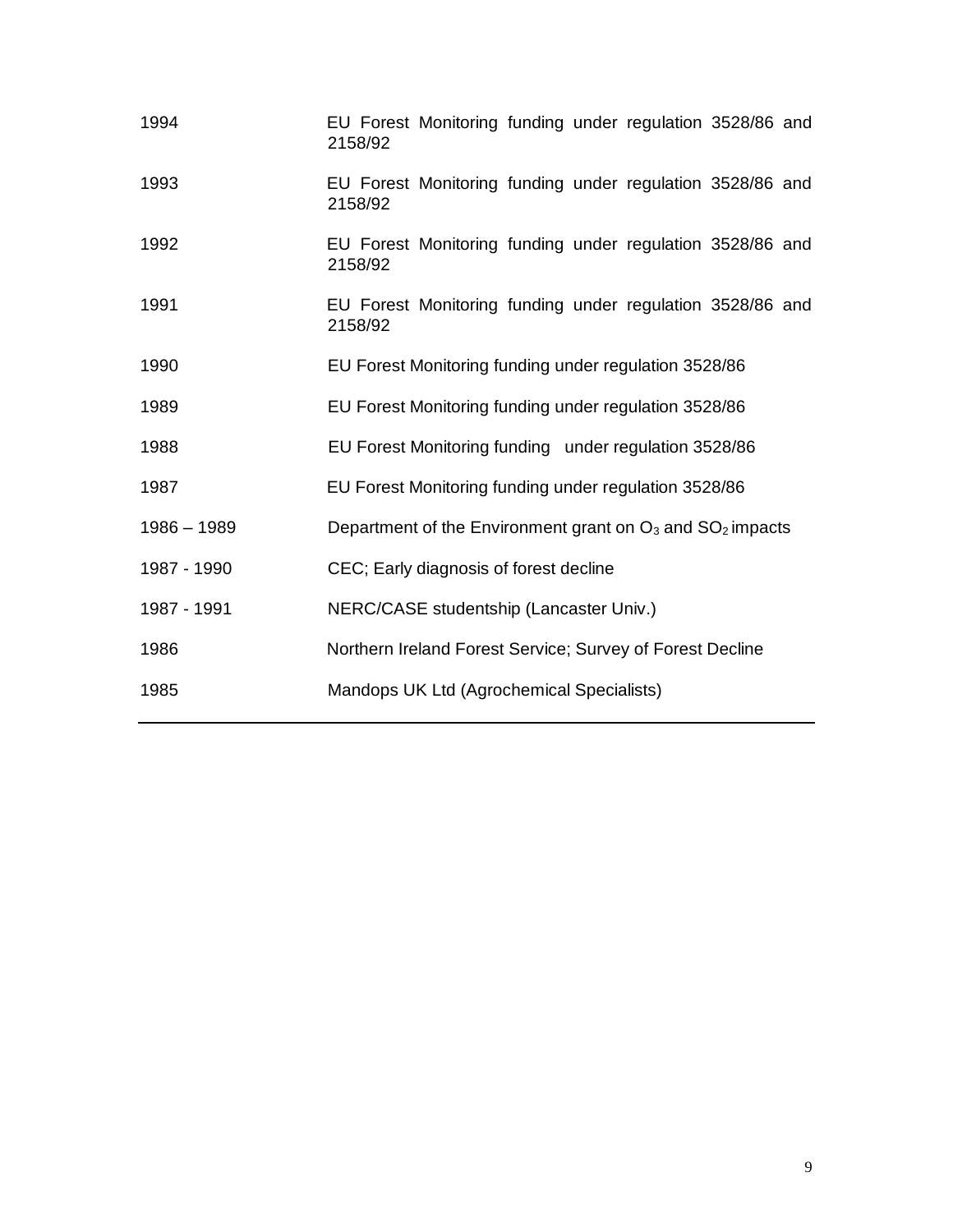| | |
|---|---|
| 1994 | EU Forest Monitoring funding under regulation 3528/86 and 2158/92 |
| 1993 | EU Forest Monitoring funding under regulation 3528/86 and 2158/92 |
| 1992 | EU Forest Monitoring funding under regulation 3528/86 and 2158/92 |
| 1991 | EU Forest Monitoring funding under regulation 3528/86 and 2158/92 |
| 1990 | EU Forest Monitoring funding under regulation 3528/86 |
| 1989 | EU Forest Monitoring funding under regulation 3528/86 |
| 1988 | EU Forest Monitoring funding under regulation 3528/86 |
| 1987 | EU Forest Monitoring funding under regulation 3528/86 |
| 1986 – 1989 | Department of the Environment grant on $O_3$ and $SO_2$ impacts |
| 1987 - 1990 | CEC; Early diagnosis of forest decline |
| 1987 - 1991 | NERC/CASE studentship (Lancaster Univ.) |
| 1986 | Northern Ireland Forest Service; Survey of Forest Decline |
| 1985 | Mandops UK Ltd (Agrochemical Specialists) |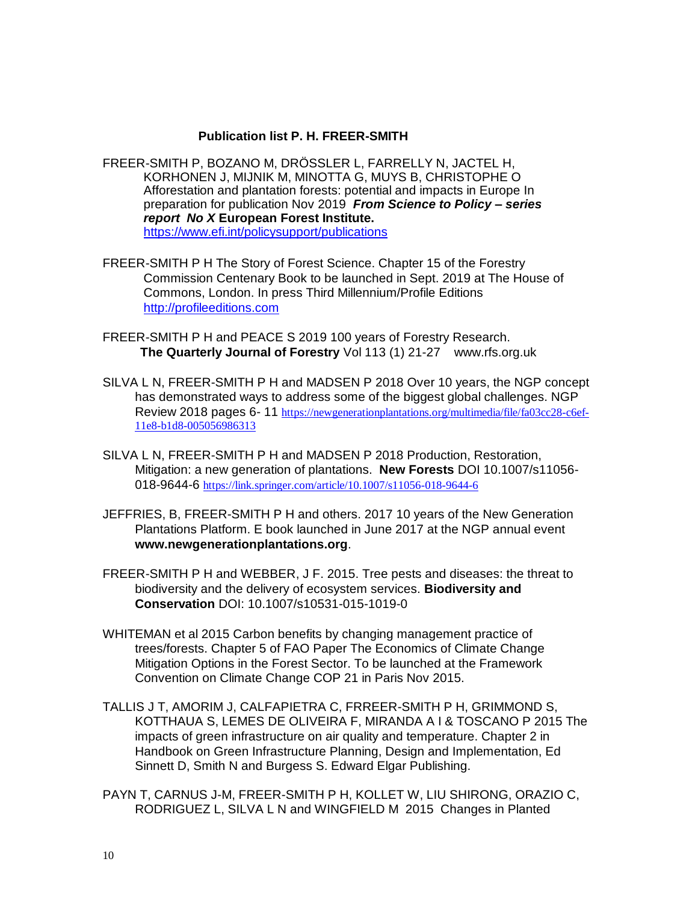**Publication list P. H. FREER-SMITH**

FREER-SMITH P, BOZANO M, DRÖSSLER L, FARRELLY N, JACTEL H, KORHONEN J, MIJNIK M, MINOTTA G, MUYS B, CHRISTOPHE O Afforestation and plantation forests: potential and impacts in Europe In preparation for publication Nov 2019 ***From Science to Policy – series report No X* European Forest Institute.** https://www.efi.int/policysupport/publications

FREER-SMITH P H The Story of Forest Science. Chapter 15 of the Forestry Commission Centenary Book to be launched in Sept. 2019 at The House of Commons, London. In press Third Millennium/Profile Editions http://profileeditions.com

FREER-SMITH P H and PEACE S 2019 100 years of Forestry Research. **The Quarterly Journal of Forestry** Vol 113 (1) 21-27 www.rfs.org.uk

SILVA L N, FREER-SMITH P H and MADSEN P 2018 Over 10 years, the NGP concept has demonstrated ways to address some of the biggest global challenges. NGP Review 2018 pages 6- 11 https://newgenerationplantations.org/multimedia/file/fa03cc28-c6ef-11e8-b1d8-005056986313

SILVA L N, FREER-SMITH P H and MADSEN P 2018 Production, Restoration, Mitigation: a new generation of plantations. **New Forests** DOI 10.1007/s11056-018-9644-6 https://link.springer.com/article/10.1007/s11056-018-9644-6

JEFFRIES, B, FREER-SMITH P H and others. 2017 10 years of the New Generation Plantations Platform. E book launched in June 2017 at the NGP annual event **www.newgenerationplantations.org**.

FREER-SMITH P H and WEBBER, J F. 2015. Tree pests and diseases: the threat to biodiversity and the delivery of ecosystem services. **Biodiversity and Conservation** DOI: 10.1007/s10531-015-1019-0

WHITEMAN et al 2015 Carbon benefits by changing management practice of trees/forests. Chapter 5 of FAO Paper The Economics of Climate Change Mitigation Options in the Forest Sector. To be launched at the Framework Convention on Climate Change COP 21 in Paris Nov 2015.

TALLIS J T, AMORIM J, CALFAPIETRA C, FRREER-SMITH P H, GRIMMOND S, KOTTHAUA S, LEMES DE OLIVEIRA F, MIRANDA A I & TOSCANO P 2015 The impacts of green infrastructure on air quality and temperature. Chapter 2 in Handbook on Green Infrastructure Planning, Design and Implementation, Ed Sinnett D, Smith N and Burgess S. Edward Elgar Publishing.

PAYN T, CARNUS J-M, FREER-SMITH P H, KOLLET W, LIU SHIRONG, ORAZIO C, RODRIGUEZ L, SILVA L N and WINGFIELD M 2015 Changes in Planted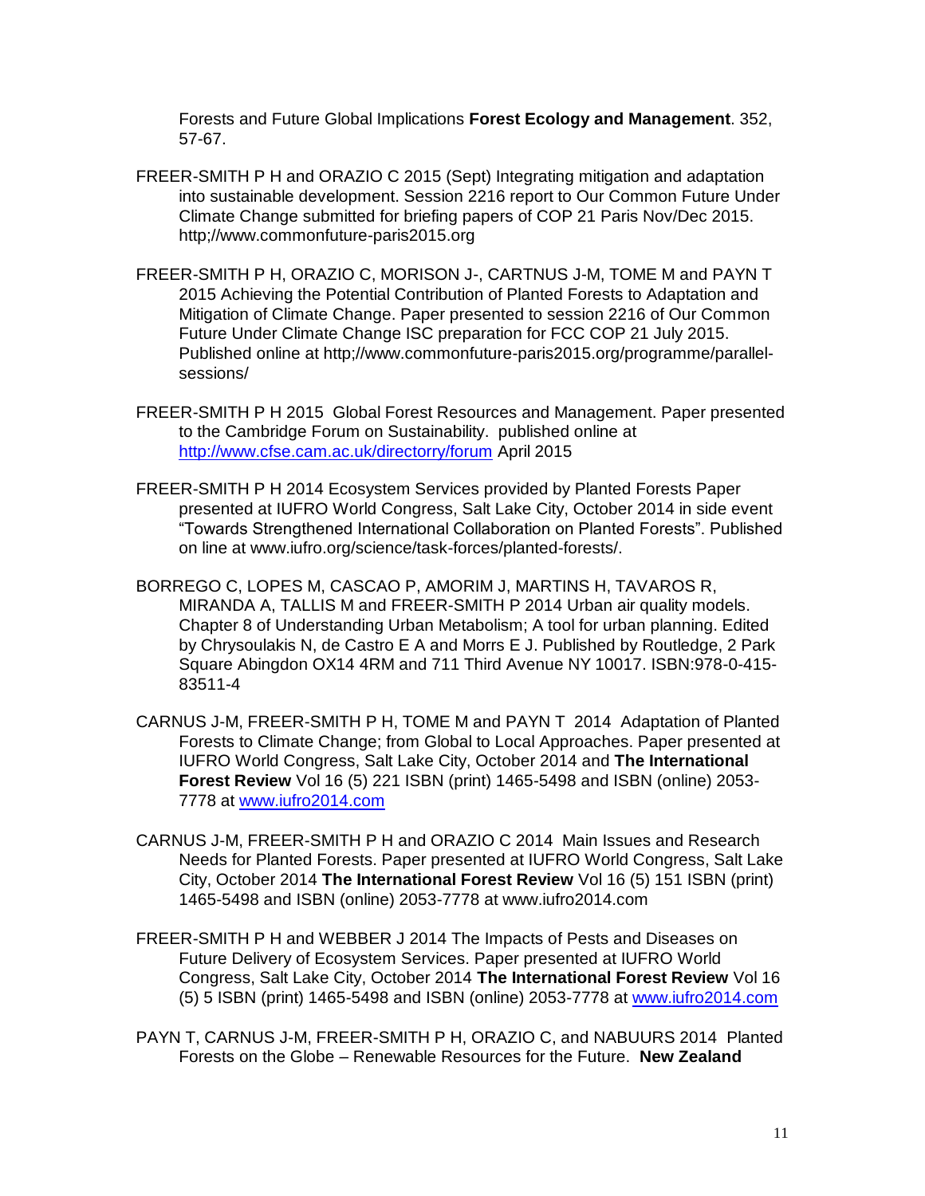Forests and Future Global Implications **Forest Ecology and Management**. 352, 57-67.

FREER-SMITH P H and ORAZIO C 2015 (Sept) Integrating mitigation and adaptation into sustainable development. Session 2216 report to Our Common Future Under Climate Change submitted for briefing papers of COP 21 Paris Nov/Dec 2015. http;//www.commonfuture-paris2015.org

FREER-SMITH P H, ORAZIO C, MORISON J-, CARTNUS J-M, TOME M and PAYN T 2015 Achieving the Potential Contribution of Planted Forests to Adaptation and Mitigation of Climate Change. Paper presented to session 2216 of Our Common Future Under Climate Change ISC preparation for FCC COP 21 July 2015. Published online at http;//www.commonfuture-paris2015.org/programme/parallel-sessions/

FREER-SMITH P H 2015 Global Forest Resources and Management. Paper presented to the Cambridge Forum on Sustainability. published online at http://www.cfse.cam.ac.uk/directorry/forum April 2015

FREER-SMITH P H 2014 Ecosystem Services provided by Planted Forests Paper presented at IUFRO World Congress, Salt Lake City, October 2014 in side event "Towards Strengthened International Collaboration on Planted Forests". Published on line at www.iufro.org/science/task-forces/planted-forests/.

BORREGO C, LOPES M, CASCAO P, AMORIM J, MARTINS H, TAVAROS R, MIRANDA A, TALLIS M and FREER-SMITH P 2014 Urban air quality models. Chapter 8 of Understanding Urban Metabolism; A tool for urban planning. Edited by Chrysoulakis N, de Castro E A and Morrs E J. Published by Routledge, 2 Park Square Abingdon OX14 4RM and 711 Third Avenue NY 10017. ISBN:978-0-415-83511-4

CARNUS J-M, FREER-SMITH P H, TOME M and PAYN T 2014 Adaptation of Planted Forests to Climate Change; from Global to Local Approaches. Paper presented at IUFRO World Congress, Salt Lake City, October 2014 and **The International Forest Review** Vol 16 (5) 221 ISBN (print) 1465-5498 and ISBN (online) 2053-7778 at www.iufro2014.com

CARNUS J-M, FREER-SMITH P H and ORAZIO C 2014 Main Issues and Research Needs for Planted Forests. Paper presented at IUFRO World Congress, Salt Lake City, October 2014 **The International Forest Review** Vol 16 (5) 151 ISBN (print) 1465-5498 and ISBN (online) 2053-7778 at www.iufro2014.com

FREER-SMITH P H and WEBBER J 2014 The Impacts of Pests and Diseases on Future Delivery of Ecosystem Services. Paper presented at IUFRO World Congress, Salt Lake City, October 2014 **The International Forest Review** Vol 16 (5) 5 ISBN (print) 1465-5498 and ISBN (online) 2053-7778 at www.iufro2014.com

PAYN T, CARNUS J-M, FREER-SMITH P H, ORAZIO C, and NABUURS 2014 Planted Forests on the Globe – Renewable Resources for the Future. **New Zealand**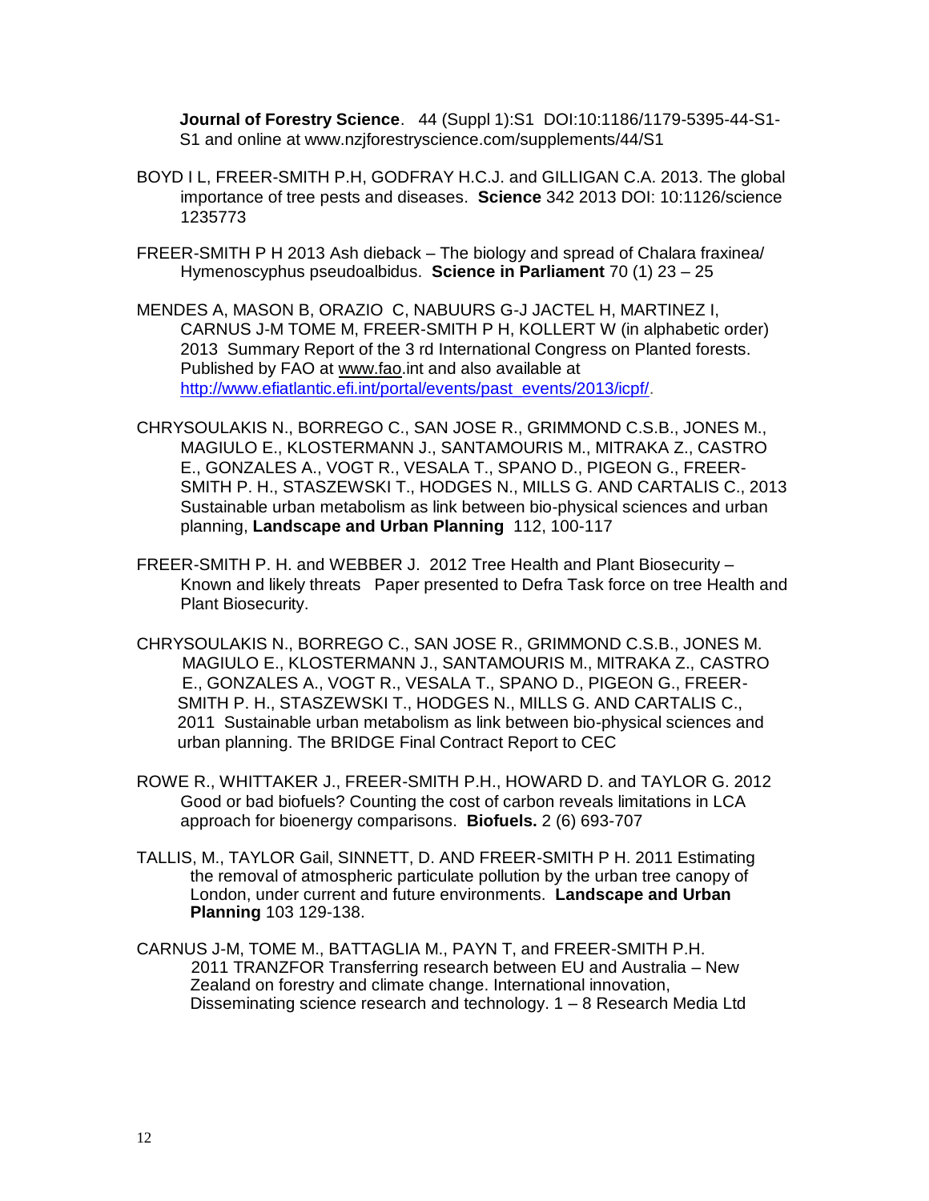**Journal of Forestry Science**. 44 (Suppl 1):S1 DOI:10:1186/1179-5395-44-S1-S1 and online at www.nzjforestryscience.com/supplements/44/S1

BOYD I L, FREER-SMITH P.H, GODFRAY H.C.J. and GILLIGAN C.A. 2013. The global importance of tree pests and diseases. **Science** 342 2013 DOI: 10:1126/science 1235773

FREER-SMITH P H 2013 Ash dieback – The biology and spread of Chalara fraxinea/ Hymenoscyphus pseudoalbidus. **Science in Parliament** 70 (1) 23 – 25

MENDES A, MASON B, ORAZIO C, NABUURS G-J JACTEL H, MARTINEZ I, CARNUS J-M TOME M, FREER-SMITH P H, KOLLERT W (in alphabetic order) 2013 Summary Report of the 3 rd International Congress on Planted forests. Published by FAO at www.fao.int and also available at http://www.efiatlantic.efi.int/portal/events/past_events/2013/icpf/.

CHRYSOULAKIS N., BORREGO C., SAN JOSE R., GRIMMOND C.S.B., JONES M., MAGIULO E., KLOSTERMANN J., SANTAMOURIS M., MITRAKA Z., CASTRO E., GONZALES A., VOGT R., VESALA T., SPANO D., PIGEON G., FREER-SMITH P. H., STASZEWSKI T., HODGES N., MILLS G. AND CARTALIS C., 2013 Sustainable urban metabolism as link between bio-physical sciences and urban planning, **Landscape and Urban Planning** 112, 100-117

FREER-SMITH P. H. and WEBBER J. 2012 Tree Health and Plant Biosecurity – Known and likely threats Paper presented to Defra Task force on tree Health and Plant Biosecurity.

CHRYSOULAKIS N., BORREGO C., SAN JOSE R., GRIMMOND C.S.B., JONES M. MAGIULO E., KLOSTERMANN J., SANTAMOURIS M., MITRAKA Z., CASTRO E., GONZALES A., VOGT R., VESALA T., SPANO D., PIGEON G., FREER-SMITH P. H., STASZEWSKI T., HODGES N., MILLS G. AND CARTALIS C., 2011 Sustainable urban metabolism as link between bio-physical sciences and urban planning. The BRIDGE Final Contract Report to CEC

ROWE R., WHITTAKER J., FREER-SMITH P.H., HOWARD D. and TAYLOR G. 2012 Good or bad biofuels? Counting the cost of carbon reveals limitations in LCA approach for bioenergy comparisons. **Biofuels.** 2 (6) 693-707

TALLIS, M., TAYLOR Gail, SINNETT, D. AND FREER-SMITH P H. 2011 Estimating the removal of atmospheric particulate pollution by the urban tree canopy of London, under current and future environments. **Landscape and Urban Planning** 103 129-138.

CARNUS J-M, TOME M., BATTAGLIA M., PAYN T, and FREER-SMITH P.H. 2011 TRANZFOR Transferring research between EU and Australia – New Zealand on forestry and climate change. International innovation, Disseminating science research and technology. 1 – 8 Research Media Ltd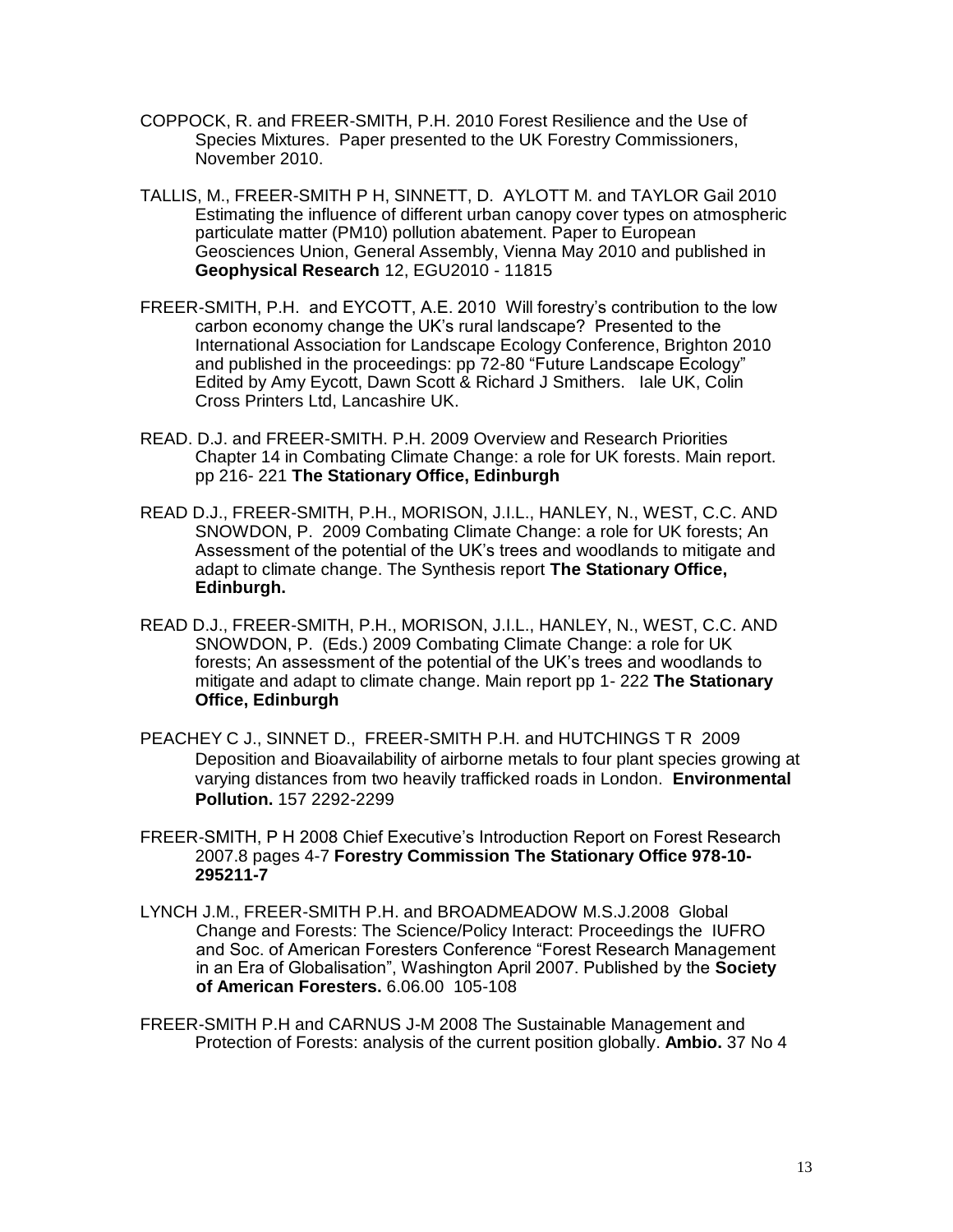COPPOCK, R. and FREER-SMITH, P.H. 2010 Forest Resilience and the Use of Species Mixtures. Paper presented to the UK Forestry Commissioners, November 2010.

TALLIS, M., FREER-SMITH P H, SINNETT, D. AYLOTT M. and TAYLOR Gail 2010 Estimating the influence of different urban canopy cover types on atmospheric particulate matter (PM10) pollution abatement. Paper to European Geosciences Union, General Assembly, Vienna May 2010 and published in **Geophysical Research** 12, EGU2010 - 11815

FREER-SMITH, P.H. and EYCOTT, A.E. 2010 Will forestry's contribution to the low carbon economy change the UK's rural landscape? Presented to the International Association for Landscape Ecology Conference, Brighton 2010 and published in the proceedings: pp 72-80 "Future Landscape Ecology" Edited by Amy Eycott, Dawn Scott & Richard J Smithers. Iale UK, Colin Cross Printers Ltd, Lancashire UK.

READ. D.J. and FREER-SMITH. P.H. 2009 Overview and Research Priorities Chapter 14 in Combating Climate Change: a role for UK forests. Main report. pp 216- 221 **The Stationary Office, Edinburgh**

READ D.J., FREER-SMITH, P.H., MORISON, J.I.L., HANLEY, N., WEST, C.C. AND SNOWDON, P. 2009 Combating Climate Change: a role for UK forests; An Assessment of the potential of the UK's trees and woodlands to mitigate and adapt to climate change. The Synthesis report **The Stationary Office, Edinburgh.**

READ D.J., FREER-SMITH, P.H., MORISON, J.I.L., HANLEY, N., WEST, C.C. AND SNOWDON, P. (Eds.) 2009 Combating Climate Change: a role for UK forests; An assessment of the potential of the UK's trees and woodlands to mitigate and adapt to climate change. Main report pp 1- 222 **The Stationary Office, Edinburgh**

PEACHEY C J., SINNET D., FREER-SMITH P.H. and HUTCHINGS T R 2009 Deposition and Bioavailability of airborne metals to four plant species growing at varying distances from two heavily trafficked roads in London. **Environmental Pollution.** 157 2292-2299

FREER-SMITH, P H 2008 Chief Executive's Introduction Report on Forest Research 2007.8 pages 4-7 **Forestry Commission The Stationary Office 978-10-295211-7**

LYNCH J.M., FREER-SMITH P.H. and BROADMEADOW M.S.J.2008 Global Change and Forests: The Science/Policy Interact: Proceedings the IUFRO and Soc. of American Foresters Conference "Forest Research Management in an Era of Globalisation", Washington April 2007. Published by the **Society of American Foresters.** 6.06.00 105-108

FREER-SMITH P.H and CARNUS J-M 2008 The Sustainable Management and Protection of Forests: analysis of the current position globally. **Ambio.** 37 No 4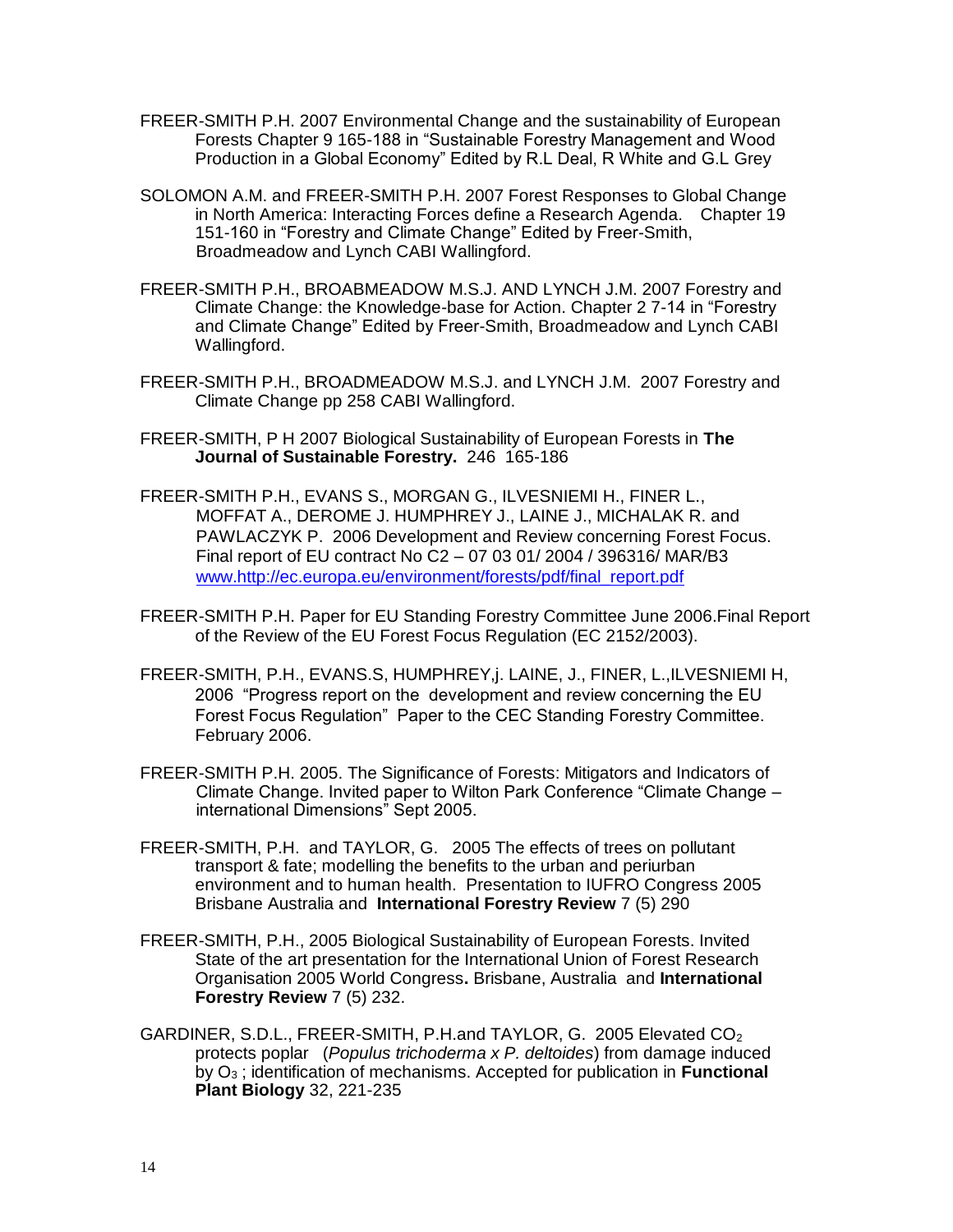FREER-SMITH P.H. 2007 Environmental Change and the sustainability of European Forests Chapter 9 165-188 in "Sustainable Forestry Management and Wood Production in a Global Economy" Edited by R.L Deal, R White and G.L Grey

SOLOMON A.M. and FREER-SMITH P.H. 2007 Forest Responses to Global Change in North America: Interacting Forces define a Research Agenda. Chapter 19 151-160 in "Forestry and Climate Change" Edited by Freer-Smith, Broadmeadow and Lynch CABI Wallingford.

FREER-SMITH P.H., BROABMEADOW M.S.J. AND LYNCH J.M. 2007 Forestry and Climate Change: the Knowledge-base for Action. Chapter 2 7-14 in "Forestry and Climate Change" Edited by Freer-Smith, Broadmeadow and Lynch CABI Wallingford.

FREER-SMITH P.H., BROADMEADOW M.S.J. and LYNCH J.M. 2007 Forestry and Climate Change pp 258 CABI Wallingford.

FREER-SMITH, P H 2007 Biological Sustainability of European Forests in **The Journal of Sustainable Forestry.** 246 165-186

FREER-SMITH P.H., EVANS S., MORGAN G., ILVESNIEMI H., FINER L., MOFFAT A., DEROME J. HUMPHREY J., LAINE J., MICHALAK R. and PAWLACZYK P. 2006 Development and Review concerning Forest Focus. Final report of EU contract No C2 – 07 03 01/ 2004 / 396316/ MAR/B3 www.http://ec.europa.eu/environment/forests/pdf/final_report.pdf

FREER-SMITH P.H. Paper for EU Standing Forestry Committee June 2006.Final Report of the Review of the EU Forest Focus Regulation (EC 2152/2003).

FREER-SMITH, P.H., EVANS.S, HUMPHREY,j. LAINE, J., FINER, L.,ILVESNIEMI H, 2006 "Progress report on the development and review concerning the EU Forest Focus Regulation" Paper to the CEC Standing Forestry Committee. February 2006.

FREER-SMITH P.H. 2005. The Significance of Forests: Mitigators and Indicators of Climate Change. Invited paper to Wilton Park Conference "Climate Change – international Dimensions" Sept 2005.

FREER-SMITH, P.H. and TAYLOR, G. 2005 The effects of trees on pollutant transport & fate; modelling the benefits to the urban and periurban environment and to human health. Presentation to IUFRO Congress 2005 Brisbane Australia and **International Forestry Review** 7 (5) 290

FREER-SMITH, P.H., 2005 Biological Sustainability of European Forests. Invited State of the art presentation for the International Union of Forest Research Organisation 2005 World Congress**.** Brisbane, Australia and **International Forestry Review** 7 (5) 232.

GARDINER, S.D.L., FREER-SMITH, P.H.and TAYLOR, G. 2005 Elevated $CO_2$ protects poplar (*Populus trichoderma x P. deltoides*) from damage induced by $O_3$ ; identification of mechanisms. Accepted for publication in **Functional Plant Biology** 32, 221-235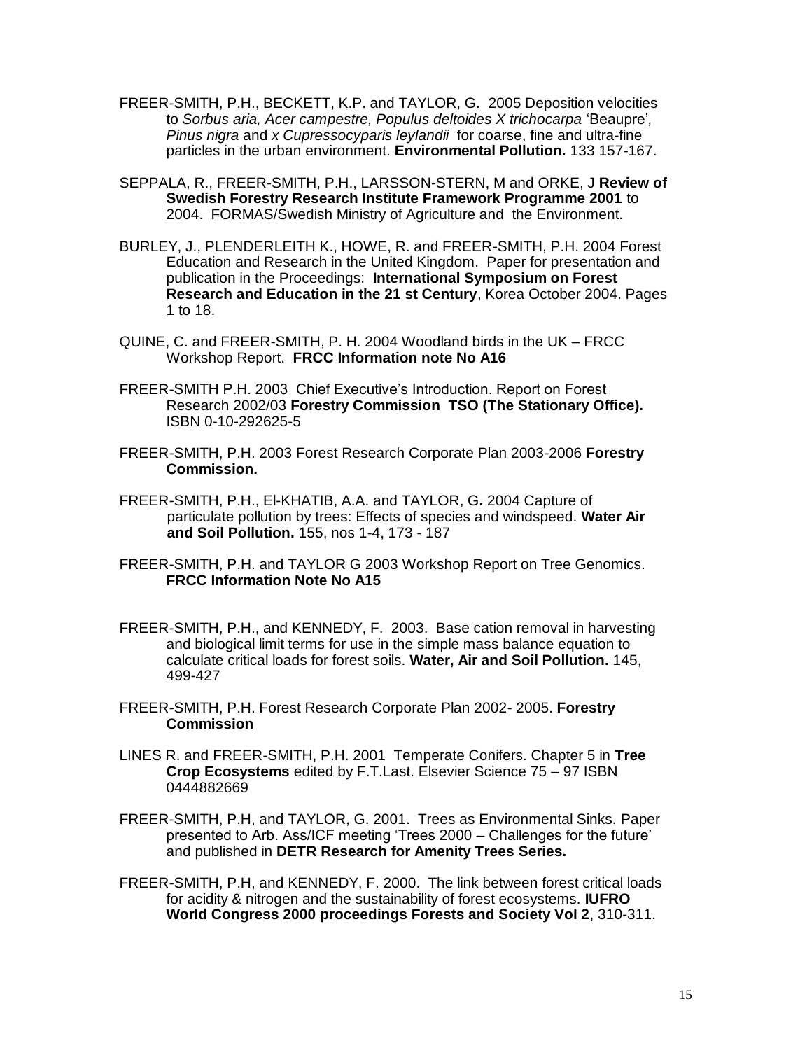FREER-SMITH, P.H., BECKETT, K.P. and TAYLOR, G. 2005 Deposition velocities to *Sorbus aria, Acer campestre, Populus deltoides X trichocarpa* 'Beaupre'*, Pinus nigra* and *x Cupressocyparis leylandii* for coarse, fine and ultra-fine particles in the urban environment. **Environmental Pollution.** 133 157-167.

SEPPALA, R., FREER-SMITH, P.H., LARSSON-STERN, M and ORKE, J **Review of Swedish Forestry Research Institute Framework Programme 2001** to 2004. FORMAS/Swedish Ministry of Agriculture and the Environment.

BURLEY, J., PLENDERLEITH K., HOWE, R. and FREER-SMITH, P.H. 2004 Forest Education and Research in the United Kingdom. Paper for presentation and publication in the Proceedings: **International Symposium on Forest Research and Education in the 21 st Century**, Korea October 2004. Pages 1 to 18.

QUINE, C. and FREER-SMITH, P. H. 2004 Woodland birds in the UK – FRCC Workshop Report. **FRCC Information note No A16**

FREER-SMITH P.H. 2003 Chief Executive's Introduction. Report on Forest Research 2002/03 **Forestry Commission TSO (The Stationary Office).** ISBN 0-10-292625-5

FREER-SMITH, P.H. 2003 Forest Research Corporate Plan 2003-2006 **Forestry Commission.**

FREER-SMITH, P.H., El-KHATIB, A.A. and TAYLOR, G**.** 2004 Capture of particulate pollution by trees: Effects of species and windspeed. **Water Air and Soil Pollution.** 155, nos 1-4, 173 - 187

FREER-SMITH, P.H. and TAYLOR G 2003 Workshop Report on Tree Genomics. **FRCC Information Note No A15**

FREER-SMITH, P.H., and KENNEDY, F. 2003. Base cation removal in harvesting and biological limit terms for use in the simple mass balance equation to calculate critical loads for forest soils. **Water, Air and Soil Pollution.** 145, 499-427

FREER-SMITH, P.H. Forest Research Corporate Plan 2002- 2005. **Forestry Commission**

LINES R. and FREER-SMITH, P.H. 2001 Temperate Conifers. Chapter 5 in **Tree Crop Ecosystems** edited by F.T.Last. Elsevier Science 75 – 97 ISBN 0444882669

FREER-SMITH, P.H, and TAYLOR, G. 2001. Trees as Environmental Sinks. Paper presented to Arb. Ass/ICF meeting 'Trees 2000 – Challenges for the future' and published in **DETR Research for Amenity Trees Series.**

FREER-SMITH, P.H, and KENNEDY, F. 2000. The link between forest critical loads for acidity & nitrogen and the sustainability of forest ecosystems. **IUFRO World Congress 2000 proceedings Forests and Society Vol 2**, 310-311.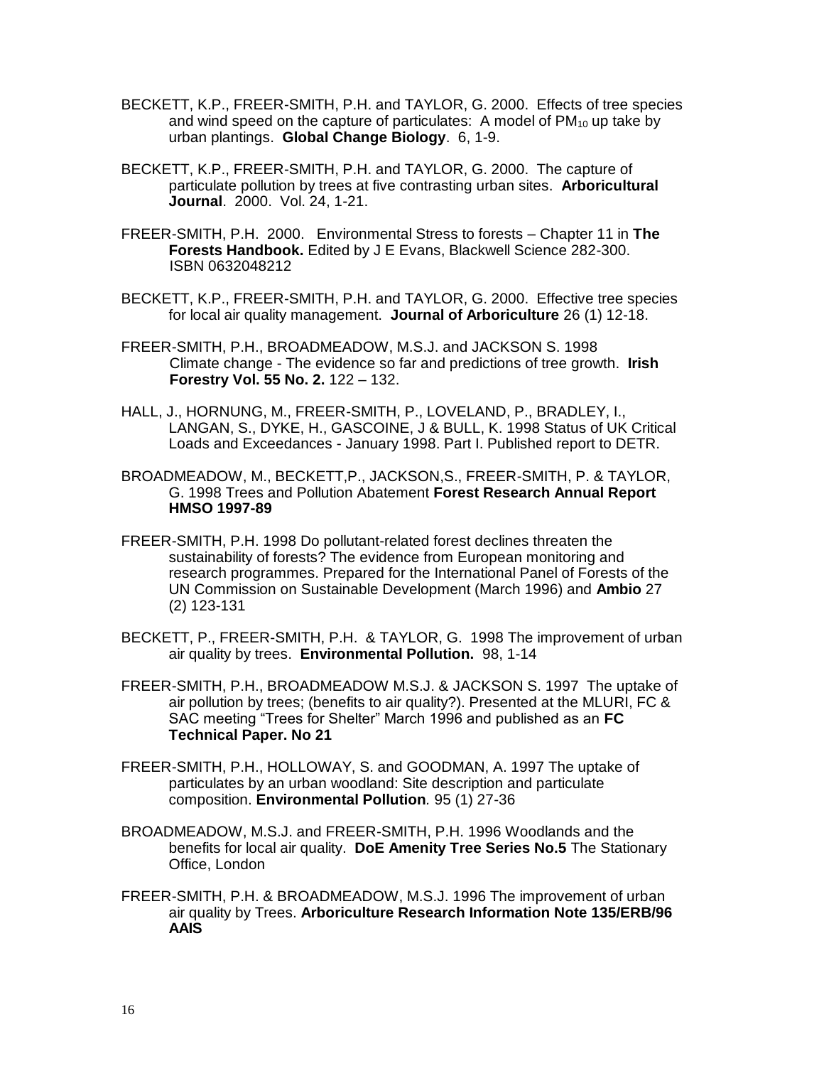BECKETT, K.P., FREER-SMITH, P.H. and TAYLOR, G. 2000. Effects of tree species and wind speed on the capture of particulates: A model of $PM_{10}$ up take by urban plantings. **Global Change Biology**. 6, 1-9.

BECKETT, K.P., FREER-SMITH, P.H. and TAYLOR, G. 2000. The capture of particulate pollution by trees at five contrasting urban sites. **Arboricultural Journal**. 2000. Vol. 24, 1-21.

FREER-SMITH, P.H. 2000. Environmental Stress to forests – Chapter 11 in **The Forests Handbook.** Edited by J E Evans, Blackwell Science 282-300. ISBN 0632048212

BECKETT, K.P., FREER-SMITH, P.H. and TAYLOR, G. 2000. Effective tree species for local air quality management. **Journal of Arboriculture** 26 (1) 12-18.

FREER-SMITH, P.H., BROADMEADOW, M.S.J. and JACKSON S. 1998 Climate change - The evidence so far and predictions of tree growth. **Irish Forestry Vol. 55 No. 2.** 122 – 132.

HALL, J., HORNUNG, M., FREER-SMITH, P., LOVELAND, P., BRADLEY, I., LANGAN, S., DYKE, H., GASCOINE, J & BULL, K. 1998 Status of UK Critical Loads and Exceedances - January 1998. Part I. Published report to DETR.

BROADMEADOW, M., BECKETT,P., JACKSON,S., FREER-SMITH, P. & TAYLOR, G. 1998 Trees and Pollution Abatement **Forest Research Annual Report HMSO 1997-89**

FREER-SMITH, P.H. 1998 Do pollutant-related forest declines threaten the sustainability of forests? The evidence from European monitoring and research programmes. Prepared for the International Panel of Forests of the UN Commission on Sustainable Development (March 1996) and **Ambio** 27 (2) 123-131

BECKETT, P., FREER-SMITH, P.H. & TAYLOR, G. 1998 The improvement of urban air quality by trees. **Environmental Pollution.** 98, 1-14

FREER-SMITH, P.H., BROADMEADOW M.S.J. & JACKSON S. 1997 The uptake of air pollution by trees; (benefits to air quality?). Presented at the MLURI, FC & SAC meeting "Trees for Shelter" March 1996 and published as an **FC Technical Paper. No 21**

FREER-SMITH, P.H., HOLLOWAY, S. and GOODMAN, A. 1997 The uptake of particulates by an urban woodland: Site description and particulate composition. **Environmental Pollution**. 95 (1) 27-36

BROADMEADOW, M.S.J. and FREER-SMITH, P.H. 1996 Woodlands and the benefits for local air quality. **DoE Amenity Tree Series No.5** The Stationary Office, London

FREER-SMITH, P.H. & BROADMEADOW, M.S.J. 1996 The improvement of urban air quality by Trees. **Arboriculture Research Information Note 135/ERB/96 AAIS**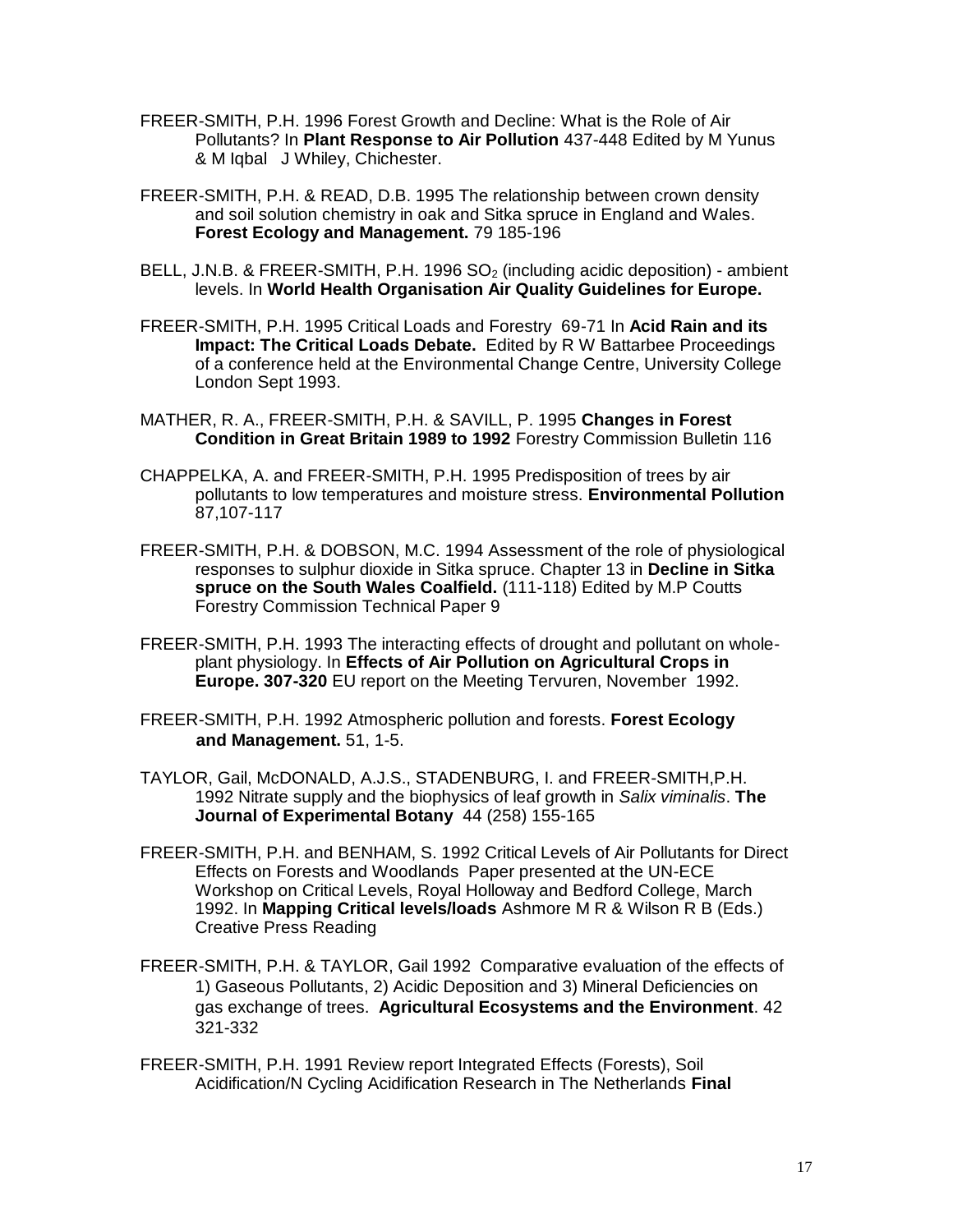FREER-SMITH, P.H. 1996 Forest Growth and Decline: What is the Role of Air Pollutants? In **Plant Response to Air Pollution** 437-448 Edited by M Yunus & M Iqbal J Whiley, Chichester.

FREER-SMITH, P.H. & READ, D.B. 1995 The relationship between crown density and soil solution chemistry in oak and Sitka spruce in England and Wales. **Forest Ecology and Management.** 79 185-196

BELL, J.N.B. & FREER-SMITH, P.H. 1996 $SO_2$ (including acidic deposition) - ambient levels. In **World Health Organisation Air Quality Guidelines for Europe.**

FREER-SMITH, P.H. 1995 Critical Loads and Forestry 69-71 In **Acid Rain and its Impact: The Critical Loads Debate.** Edited by R W Battarbee Proceedings of a conference held at the Environmental Change Centre, University College London Sept 1993.

MATHER, R. A., FREER-SMITH, P.H. & SAVILL, P. 1995 **Changes in Forest Condition in Great Britain 1989 to 1992** Forestry Commission Bulletin 116

CHAPPELKA, A. and FREER-SMITH, P.H. 1995 Predisposition of trees by air pollutants to low temperatures and moisture stress. **Environmental Pollution** 87,107-117

FREER-SMITH, P.H. & DOBSON, M.C. 1994 Assessment of the role of physiological responses to sulphur dioxide in Sitka spruce. Chapter 13 in **Decline in Sitka spruce on the South Wales Coalfield.** (111-118) Edited by M.P Coutts Forestry Commission Technical Paper 9

FREER-SMITH, P.H. 1993 The interacting effects of drought and pollutant on whole-plant physiology. In **Effects of Air Pollution on Agricultural Crops in Europe. 307-320** EU report on the Meeting Tervuren, November 1992.

FREER-SMITH, P.H. 1992 Atmospheric pollution and forests. **Forest Ecology and Management.** 51, 1-5.

TAYLOR, Gail, McDONALD, A.J.S., STADENBURG, I. and FREER-SMITH,P.H. 1992 Nitrate supply and the biophysics of leaf growth in *Salix viminalis*. **The Journal of Experimental Botany** 44 (258) 155-165

FREER-SMITH, P.H. and BENHAM, S. 1992 Critical Levels of Air Pollutants for Direct Effects on Forests and Woodlands Paper presented at the UN-ECE Workshop on Critical Levels, Royal Holloway and Bedford College, March 1992. In **Mapping Critical levels/loads** Ashmore M R & Wilson R B (Eds.) Creative Press Reading

FREER-SMITH, P.H. & TAYLOR, Gail 1992 Comparative evaluation of the effects of 1) Gaseous Pollutants, 2) Acidic Deposition and 3) Mineral Deficiencies on gas exchange of trees. **Agricultural Ecosystems and the Environment**. 42 321-332

FREER-SMITH, P.H. 1991 Review report Integrated Effects (Forests), Soil Acidification/N Cycling Acidification Research in The Netherlands **Final**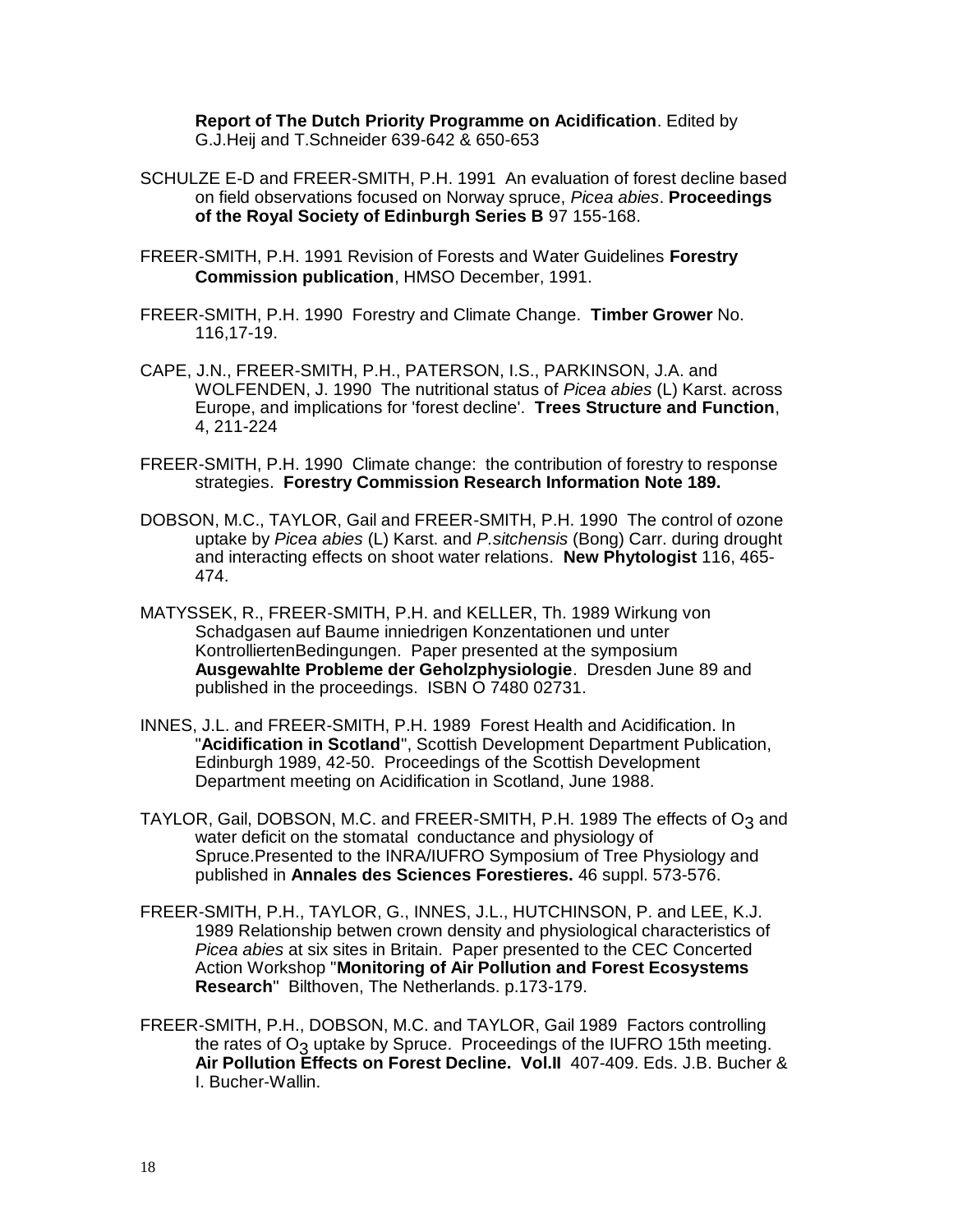**Report of The Dutch Priority Programme on Acidification**. Edited by G.J.Heij and T.Schneider 639-642 & 650-653

SCHULZE E-D and FREER-SMITH, P.H. 1991 An evaluation of forest decline based on field observations focused on Norway spruce, *Picea abies*. **Proceedings of the Royal Society of Edinburgh Series B** 97 155-168.

FREER-SMITH, P.H. 1991 Revision of Forests and Water Guidelines **Forestry Commission publication**, HMSO December, 1991.

FREER-SMITH, P.H. 1990 Forestry and Climate Change. **Timber Grower** No. 116,17-19.

CAPE, J.N., FREER-SMITH, P.H., PATERSON, I.S., PARKINSON, J.A. and WOLFENDEN, J. 1990 The nutritional status of *Picea abies* (L) Karst. across Europe, and implications for 'forest decline'. **Trees Structure and Function**, 4, 211-224

FREER-SMITH, P.H. 1990 Climate change: the contribution of forestry to response strategies. **Forestry Commission Research Information Note 189.**

DOBSON, M.C., TAYLOR, Gail and FREER-SMITH, P.H. 1990 The control of ozone uptake by *Picea abies* (L) Karst. and *P.sitchensis* (Bong) Carr. during drought and interacting effects on shoot water relations. **New Phytologist** 116, 465-474.

MATYSSEK, R., FREER-SMITH, P.H. and KELLER, Th. 1989 Wirkung von Schadgasen auf Baume inniedrigen Konzentationen und unter KontrolliertenBedingungen. Paper presented at the symposium **Ausgewahlte Probleme der Geholzphysiologie**. Dresden June 89 and published in the proceedings. ISBN O 7480 02731.

INNES, J.L. and FREER-SMITH, P.H. 1989 Forest Health and Acidification. In "**Acidification in Scotland**", Scottish Development Department Publication, Edinburgh 1989, 42-50. Proceedings of the Scottish Development Department meeting on Acidification in Scotland, June 1988.

TAYLOR, Gail, DOBSON, M.C. and FREER-SMITH, P.H. 1989 The effects of $O_3$ and water deficit on the stomatal conductance and physiology of Spruce.Presented to the INRA/IUFRO Symposium of Tree Physiology and published in **Annales des Sciences Forestieres.** 46 suppl. 573-576.

FREER-SMITH, P.H., TAYLOR, G., INNES, J.L., HUTCHINSON, P. and LEE, K.J. 1989 Relationship betwen crown density and physiological characteristics of *Picea abies* at six sites in Britain. Paper presented to the CEC Concerted Action Workshop "**Monitoring of Air Pollution and Forest Ecosystems Research**" Bilthoven, The Netherlands. p.173-179.

FREER-SMITH, P.H., DOBSON, M.C. and TAYLOR, Gail 1989 Factors controlling the rates of $O_3$ uptake by Spruce. Proceedings of the IUFRO 15th meeting. **Air Pollution Effects on Forest Decline. Vol.II** 407-409. Eds. J.B. Bucher & I. Bucher-Wallin.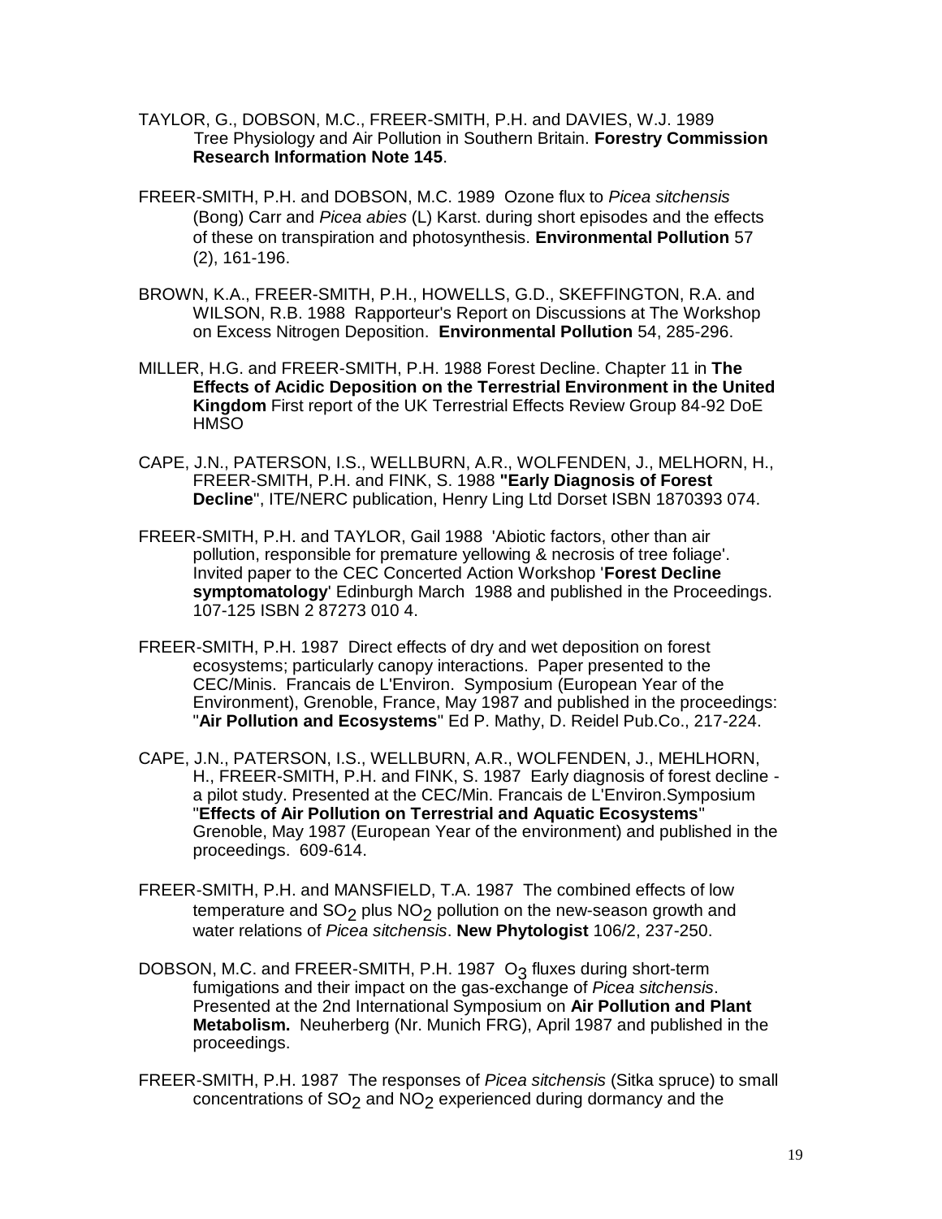TAYLOR, G., DOBSON, M.C., FREER-SMITH, P.H. and DAVIES, W.J. 1989 Tree Physiology and Air Pollution in Southern Britain. **Forestry Commission Research Information Note 145**.

FREER-SMITH, P.H. and DOBSON, M.C. 1989 Ozone flux to *Picea sitchensis* (Bong) Carr and *Picea abies* (L) Karst. during short episodes and the effects of these on transpiration and photosynthesis. **Environmental Pollution** 57 (2), 161-196.

BROWN, K.A., FREER-SMITH, P.H., HOWELLS, G.D., SKEFFINGTON, R.A. and WILSON, R.B. 1988 Rapporteur's Report on Discussions at The Workshop on Excess Nitrogen Deposition. **Environmental Pollution** 54, 285-296.

MILLER, H.G. and FREER-SMITH, P.H. 1988 Forest Decline. Chapter 11 in **The Effects of Acidic Deposition on the Terrestrial Environment in the United Kingdom** First report of the UK Terrestrial Effects Review Group 84-92 DoE HMSO

CAPE, J.N., PATERSON, I.S., WELLBURN, A.R., WOLFENDEN, J., MELHORN, H., FREER-SMITH, P.H. and FINK, S. 1988 **"Early Diagnosis of Forest Decline**", ITE/NERC publication, Henry Ling Ltd Dorset ISBN 1870393 074.

FREER-SMITH, P.H. and TAYLOR, Gail 1988 'Abiotic factors, other than air pollution, responsible for premature yellowing & necrosis of tree foliage'. Invited paper to the CEC Concerted Action Workshop '**Forest Decline symptomatology**' Edinburgh March 1988 and published in the Proceedings. 107-125 ISBN 2 87273 010 4.

FREER-SMITH, P.H. 1987 Direct effects of dry and wet deposition on forest ecosystems; particularly canopy interactions. Paper presented to the CEC/Minis. Francais de L'Environ. Symposium (European Year of the Environment), Grenoble, France, May 1987 and published in the proceedings: "**Air Pollution and Ecosystems**" Ed P. Mathy, D. Reidel Pub.Co., 217-224.

CAPE, J.N., PATERSON, I.S., WELLBURN, A.R., WOLFENDEN, J., MEHLHORN, H., FREER-SMITH, P.H. and FINK, S. 1987 Early diagnosis of forest decline - a pilot study. Presented at the CEC/Min. Francais de L'Environ.Symposium "**Effects of Air Pollution on Terrestrial and Aquatic Ecosystems**" Grenoble, May 1987 (European Year of the environment) and published in the proceedings. 609-614.

FREER-SMITH, P.H. and MANSFIELD, T.A. 1987 The combined effects of low temperature and $SO_2$ plus $NO_2$ pollution on the new-season growth and water relations of *Picea sitchensis*. **New Phytologist** 106/2, 237-250.

DOBSON, M.C. and FREER-SMITH, P.H. 1987 $O_3$ fluxes during short-term fumigations and their impact on the gas-exchange of *Picea sitchensis*. Presented at the 2nd International Symposium on **Air Pollution and Plant Metabolism.** Neuherberg (Nr. Munich FRG), April 1987 and published in the proceedings.

FREER-SMITH, P.H. 1987 The responses of *Picea sitchensis* (Sitka spruce) to small concentrations of $SO_2$ and $NO_2$ experienced during dormancy and the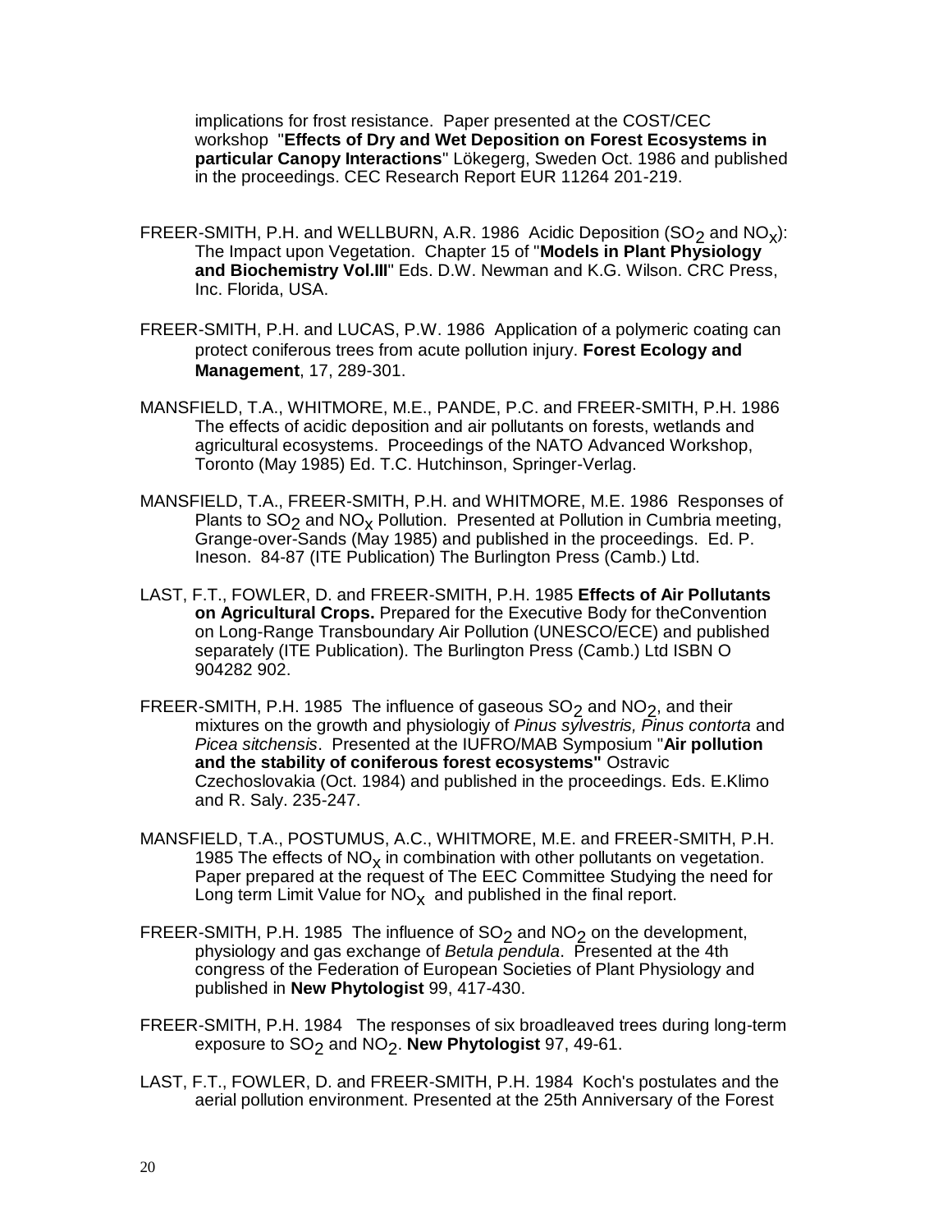implications for frost resistance. Paper presented at the COST/CEC workshop "**Effects of Dry and Wet Deposition on Forest Ecosystems in particular Canopy Interactions**" Lökegerg, Sweden Oct. 1986 and published in the proceedings. CEC Research Report EUR 11264 201-219.

FREER-SMITH, P.H. and WELLBURN, A.R. 1986 Acidic Deposition ($SO_2$ and $NO_x$): The Impact upon Vegetation. Chapter 15 of "**Models in Plant Physiology and Biochemistry Vol.III**" Eds. D.W. Newman and K.G. Wilson. CRC Press, Inc. Florida, USA.

FREER-SMITH, P.H. and LUCAS, P.W. 1986 Application of a polymeric coating can protect coniferous trees from acute pollution injury. **Forest Ecology and Management**, 17, 289-301.

MANSFIELD, T.A., WHITMORE, M.E., PANDE, P.C. and FREER-SMITH, P.H. 1986 The effects of acidic deposition and air pollutants on forests, wetlands and agricultural ecosystems. Proceedings of the NATO Advanced Workshop, Toronto (May 1985) Ed. T.C. Hutchinson, Springer-Verlag.

MANSFIELD, T.A., FREER-SMITH, P.H. and WHITMORE, M.E. 1986 Responses of Plants to $SO_2$ and $NO_x$ Pollution. Presented at Pollution in Cumbria meeting, Grange-over-Sands (May 1985) and published in the proceedings. Ed. P. Ineson. 84-87 (ITE Publication) The Burlington Press (Camb.) Ltd.

LAST, F.T., FOWLER, D. and FREER-SMITH, P.H. 1985 **Effects of Air Pollutants on Agricultural Crops.** Prepared for the Executive Body for theConvention on Long-Range Transboundary Air Pollution (UNESCO/ECE) and published separately (ITE Publication). The Burlington Press (Camb.) Ltd ISBN O 904282 902.

FREER-SMITH, P.H. 1985 The influence of gaseous $SO_2$ and $NO_2$, and their mixtures on the growth and physiologiy of *Pinus sylvestris, Pinus contorta* and *Picea sitchensis*. Presented at the IUFRO/MAB Symposium "**Air pollution and the stability of coniferous forest ecosystems"** Ostravic Czechoslovakia (Oct. 1984) and published in the proceedings. Eds. E.Klimo and R. Saly. 235-247.

MANSFIELD, T.A., POSTUMUS, A.C., WHITMORE, M.E. and FREER-SMITH, P.H. 1985 The effects of $NO_x$ in combination with other pollutants on vegetation. Paper prepared at the request of The EEC Committee Studying the need for Long term Limit Value for $NO_x$ and published in the final report.

FREER-SMITH, P.H. 1985 The influence of $SO_2$ and $NO_2$ on the development, physiology and gas exchange of *Betula pendula*. Presented at the 4th congress of the Federation of European Societies of Plant Physiology and published in **New Phytologist** 99, 417-430.

FREER-SMITH, P.H. 1984 The responses of six broadleaved trees during long-term exposure to $SO_2$ and $NO_2$. **New Phytologist** 97, 49-61.

LAST, F.T., FOWLER, D. and FREER-SMITH, P.H. 1984 Koch's postulates and the aerial pollution environment. Presented at the 25th Anniversary of the Forest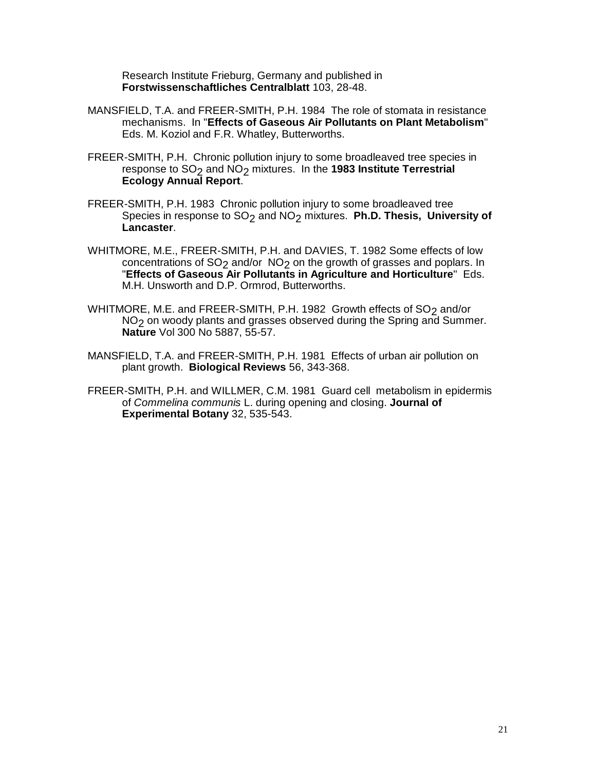Research Institute Frieburg, Germany and published in **Forstwissenschaftliches Centralblatt** 103, 28-48.

MANSFIELD, T.A. and FREER-SMITH, P.H. 1984 The role of stomata in resistance mechanisms. In "**Effects of Gaseous Air Pollutants on Plant Metabolism**" Eds. M. Koziol and F.R. Whatley, Butterworths.

FREER-SMITH, P.H. Chronic pollution injury to some broadleaved tree species in response to $SO_2$ and $NO_2$ mixtures. In the **1983 Institute Terrestrial Ecology Annual Report**.

FREER-SMITH, P.H. 1983 Chronic pollution injury to some broadleaved tree Species in response to $SO_2$ and $NO_2$ mixtures. **Ph.D. Thesis, University of Lancaster**.

WHITMORE, M.E., FREER-SMITH, P.H. and DAVIES, T. 1982 Some effects of low concentrations of $SO_2$ and/or $NO_2$ on the growth of grasses and poplars. In "**Effects of Gaseous Air Pollutants in Agriculture and Horticulture**" Eds. M.H. Unsworth and D.P. Ormrod, Butterworths.

WHITMORE, M.E. and FREER-SMITH, P.H. 1982 Growth effects of $SO_2$ and/or $NO_2$ on woody plants and grasses observed during the Spring and Summer. **Nature** Vol 300 No 5887, 55-57.

MANSFIELD, T.A. and FREER-SMITH, P.H. 1981 Effects of urban air pollution on plant growth. **Biological Reviews** 56, 343-368.

FREER-SMITH, P.H. and WILLMER, C.M. 1981 Guard cell metabolism in epidermis of *Commelina communis* L. during opening and closing. **Journal of Experimental Botany** 32, 535-543.